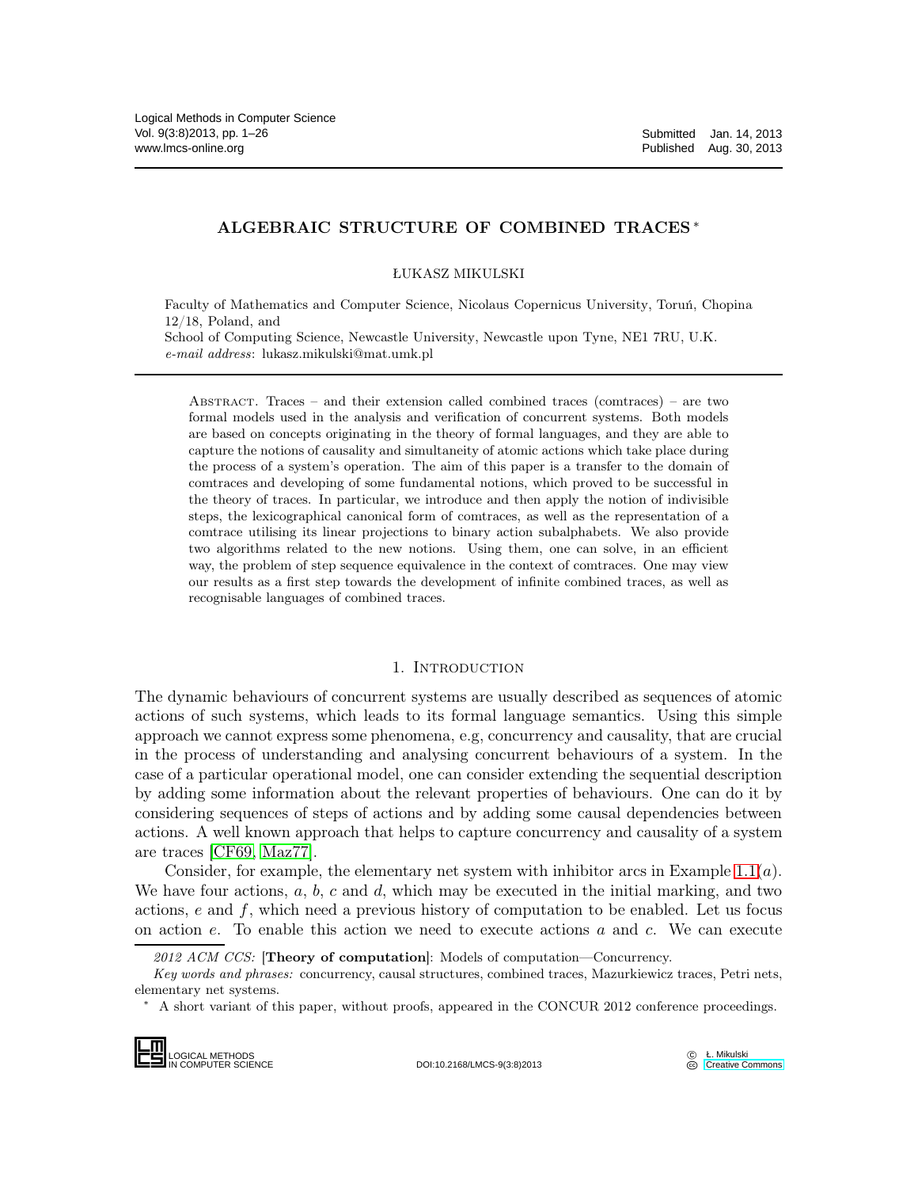# ALGEBRAIC STRUCTURE OF COMBINED TRACES *

ŁUKASZ MIKULSKI

Faculty of Mathematics and Computer Science, Nicolaus Copernicus University, Toruń, Chopina 12/18, Poland, and

School of Computing Science, Newcastle University, Newcastle upon Tyne, NE1 7RU, U.K.

*e-mail address*: lukasz.mikulski@mat.umk.pl

Abstract. Traces – and their extension called combined traces (comtraces) – are two formal models used in the analysis and verification of concurrent systems. Both models are based on concepts originating in the theory of formal languages, and they are able to capture the notions of causality and simultaneity of atomic actions which take place during the process of a system's operation. The aim of this paper is a transfer to the domain of comtraces and developing of some fundamental notions, which proved to be successful in the theory of traces. In particular, we introduce and then apply the notion of indivisible steps, the lexicographical canonical form of comtraces, as well as the representation of a comtrace utilising its linear projections to binary action subalphabets. We also provide two algorithms related to the new notions. Using them, one can solve, in an efficient way, the problem of step sequence equivalence in the context of comtraces. One may view our results as a first step towards the development of infinite combined traces, as well as recognisable languages of combined traces.

## 1. Introduction

The dynamic behaviours of concurrent systems are usually described as sequences of atomic actions of such systems, which leads to its formal language semantics. Using this simple approach we cannot express some phenomena, e.g, concurrency and causality, that are crucial in the process of understanding and analysing concurrent behaviours of a system. In the case of a particular operational model, one can consider extending the sequential description by adding some information about the relevant properties of behaviours. One can do it by considering sequences of steps of actions and by adding some causal dependencies between actions. A well known approach that helps to capture concurrency and causality of a system are traces [CF69, Maz77].

Consider, for example, the elementary net system with inhibitor arcs in Example 1.1($a$). We have four actions, $a$, $b$, $c$ and $d$, which may be executed in the initial marking, and two actions, $e$ and $f$, which need a previous history of computation to be enabled. Let us focus on action $e$. To enable this action we need to execute actions $a$ and $c$. We can execute

*2012 ACM CCS:* [**Theory of computation**]: Models of computation—Concurrency.

*Key words and phrases:* concurrency, causal structures, combined traces, Mazurkiewicz traces, Petri nets, elementary net systems.

\* A short variant of this paper, without proofs, appeared in the CONCUR 2012 conference proceedings.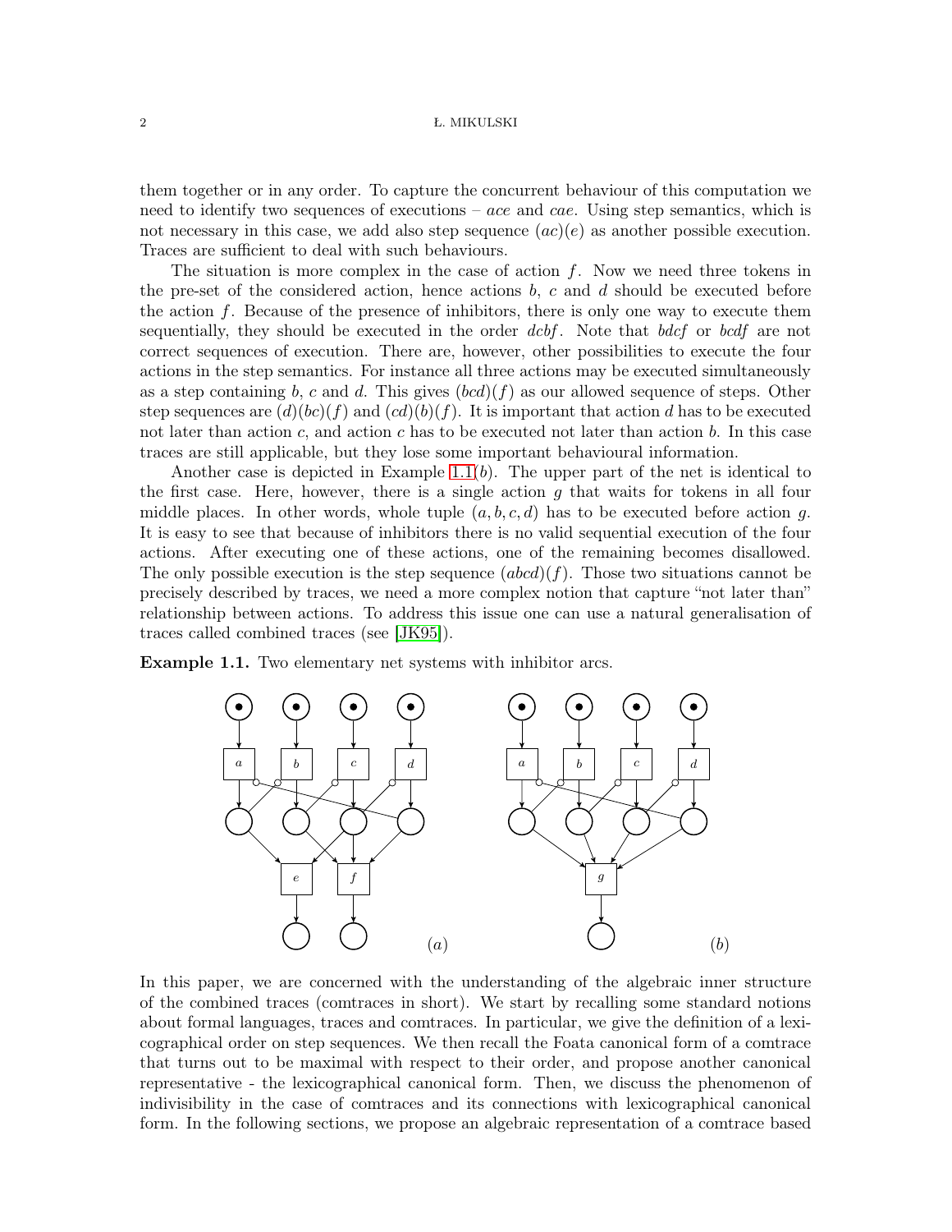them together or in any order. To capture the concurrent behaviour of this computation we need to identify two sequences of executions – $ace$ and $cae$. Using step semantics, which is not necessary in this case, we add also step sequence $(ac)(e)$ as another possible execution. Traces are sufficient to deal with such behaviours.

The situation is more complex in the case of action $f$. Now we need three tokens in the pre-set of the considered action, hence actions $b$, $c$ and $d$ should be executed before the action $f$. Because of the presence of inhibitors, there is only one way to execute them sequentially, they should be executed in the order $dcbf$. Note that $bdcf$ or $bcdf$ are not correct sequences of execution. There are, however, other possibilities to execute the four actions in the step semantics. For instance all three actions may be executed simultaneously as a step containing $b$, $c$ and $d$. This gives $(bcd)(f)$ as our allowed sequence of steps. Other step sequences are $(d)(bc)(f)$ and $(cd)(b)(f)$. It is important that action $d$ has to be executed not later than action $c$, and action $c$ has to be executed not later than action $b$. In this case traces are still applicable, but they lose some important behavioural information.

Another case is depicted in Example 1.1(b). The upper part of the net is identical to the first case. Here, however, there is a single action $g$ that waits for tokens in all four middle places. In other words, whole tuple $(a, b, c, d)$ has to be executed before action $g$. It is easy to see that because of inhibitors there is no valid sequential execution of the four actions. After executing one of these actions, one of the remaining becomes disallowed. The only possible execution is the step sequence $(abcd)(f)$. Those two situations cannot be precisely described by traces, we need a more complex notion that capture "not later than" relationship between actions. To address this issue one can use a natural generalisation of traces called combined traces (see [JK95]).

**Example 1.1.** Two elementary net systems with inhibitor arcs.

In this paper, we are concerned with the understanding of the algebraic inner structure of the combined traces (comtraces in short). We start by recalling some standard notions about formal languages, traces and comtraces. In particular, we give the definition of a lexicographical order on step sequences. We then recall the Foata canonical form of a comtrace that turns out to be maximal with respect to their order, and propose another canonical representative - the lexicographical canonical form. Then, we discuss the phenomenon of indivisibility in the case of comtraces and its connections with lexicographical canonical form. In the following sections, we propose an algebraic representation of a comtrace based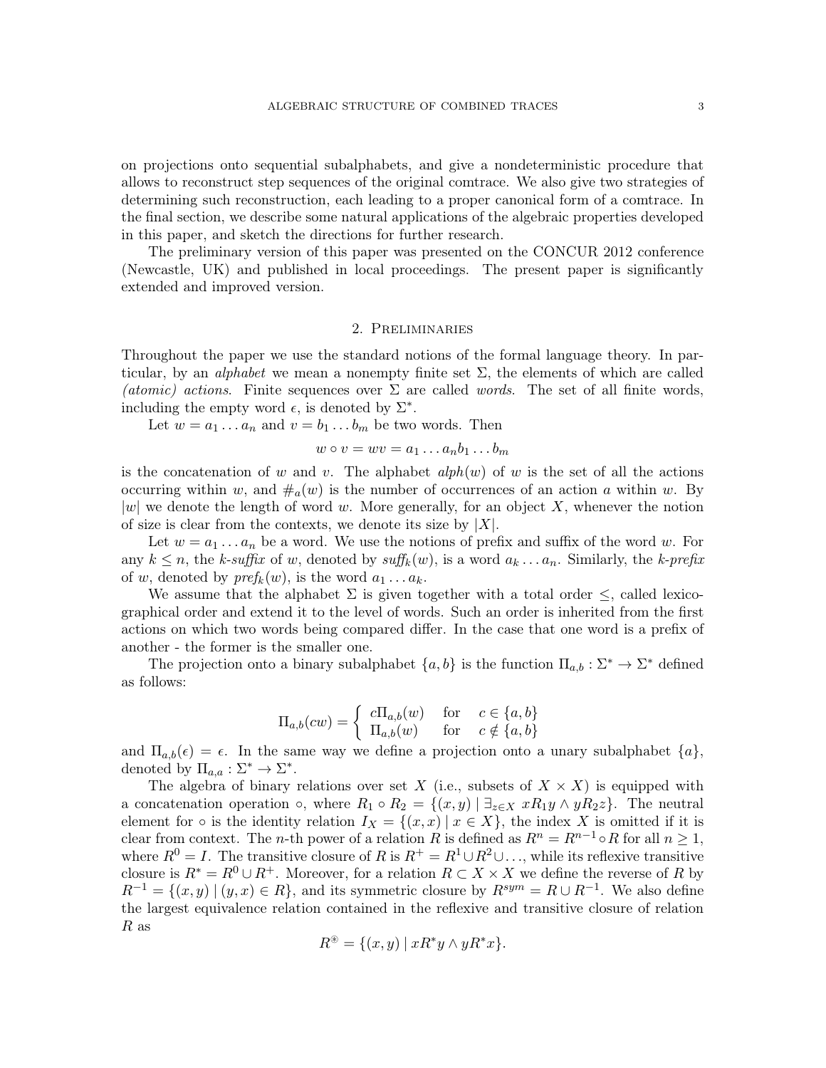on projections onto sequential subalphabets, and give a nondeterministic procedure that allows to reconstruct step sequences of the original comtrace. We also give two strategies of determining such reconstruction, each leading to a proper canonical form of a comtrace. In the final section, we describe some natural applications of the algebraic properties developed in this paper, and sketch the directions for further research.

The preliminary version of this paper was presented on the CONCUR 2012 conference (Newcastle, UK) and published in local proceedings. The present paper is significantly extended and improved version.

## 2. Preliminaries

Throughout the paper we use the standard notions of the formal language theory. In particular, by an *alphabet* we mean a nonempty finite set $\Sigma$, the elements of which are called *(atomic) actions*. Finite sequences over $\Sigma$ are called *words*. The set of all finite words, including the empty word $\epsilon$, is denoted by $\Sigma^*$.

Let $w = a_1 \dots a_n$ and $v = b_1 \dots b_m$ be two words. Then

$$w \circ v = wv = a_1 \dots a_n b_1 \dots b_m$$

is the concatenation of $w$ and $v$. The alphabet $alph(w)$ of $w$ is the set of all the actions occurring within $w$, and $\#_a(w)$ is the number of occurrences of an action $a$ within $w$. By $|w|$ we denote the length of word $w$. More generally, for an object $X$, whenever the notion of size is clear from the contexts, we denote its size by $|X|$.

Let $w = a_1 \dots a_n$ be a word. We use the notions of prefix and suffix of the word $w$. For any $k \leq n$, the *k-suffix* of $w$, denoted by $\mathit{suff}_k(w)$, is a word $a_k \dots a_n$. Similarly, the *k-prefix* of $w$, denoted by $\mathit{pref}_k(w)$, is the word $a_1 \dots a_k$.

We assume that the alphabet $\Sigma$ is given together with a total order $\leq$, called lexicographical order and extend it to the level of words. Such an order is inherited from the first actions on which two words being compared differ. In the case that one word is a prefix of another - the former is the smaller one.

The projection onto a binary subalphabet $\{a, b\}$ is the function $\Pi_{a,b} : \Sigma^* \to \Sigma^*$ defined as follows:

$$\Pi_{a,b}(cw) = \begin{cases} c\Pi_{a,b}(w) & \text{for} \quad c \in \{a, b\} \\ \Pi_{a,b}(w) & \text{for} \quad c \notin \{a, b\} \end{cases}$$

and $\Pi_{a,b}(\epsilon) = \epsilon$. In the same way we define a projection onto a unary subalphabet $\{a\}$, denoted by $\Pi_{a,a} : \Sigma^* \to \Sigma^*$.

The algebra of binary relations over set $X$ (i.e., subsets of $X \times X$) is equipped with a concatenation operation $\circ$, where $R_1 \circ R_2 = \{(x, y) \mid \exists_{z \in X}\ xR_1y \wedge yR_2z\}$. The neutral element for $\circ$ is the identity relation $I_X = \{(x, x) \mid x \in X\}$, the index $X$ is omitted if it is clear from context. The $n$-th power of a relation $R$ is defined as $R^n = R^{n-1} \circ R$ for all $n \geq 1$, where $R^0 = I$. The transitive closure of $R$ is $R^+ = R^1 \cup R^2 \cup \dots$, while its reflexive transitive closure is $R^* = R^0 \cup R^+$. Moreover, for a relation $R \subset X \times X$ we define the reverse of $R$ by $R^{-1} = \{(x, y) \mid (y, x) \in R\}$, and its symmetric closure by $R^{sym} = R \cup R^{-1}$. We also define the largest equivalence relation contained in the reflexive and transitive closure of relation $R$ as

$$R^{\circledast} = \{(x, y) \mid xR^*y \wedge yR^*x\}.$$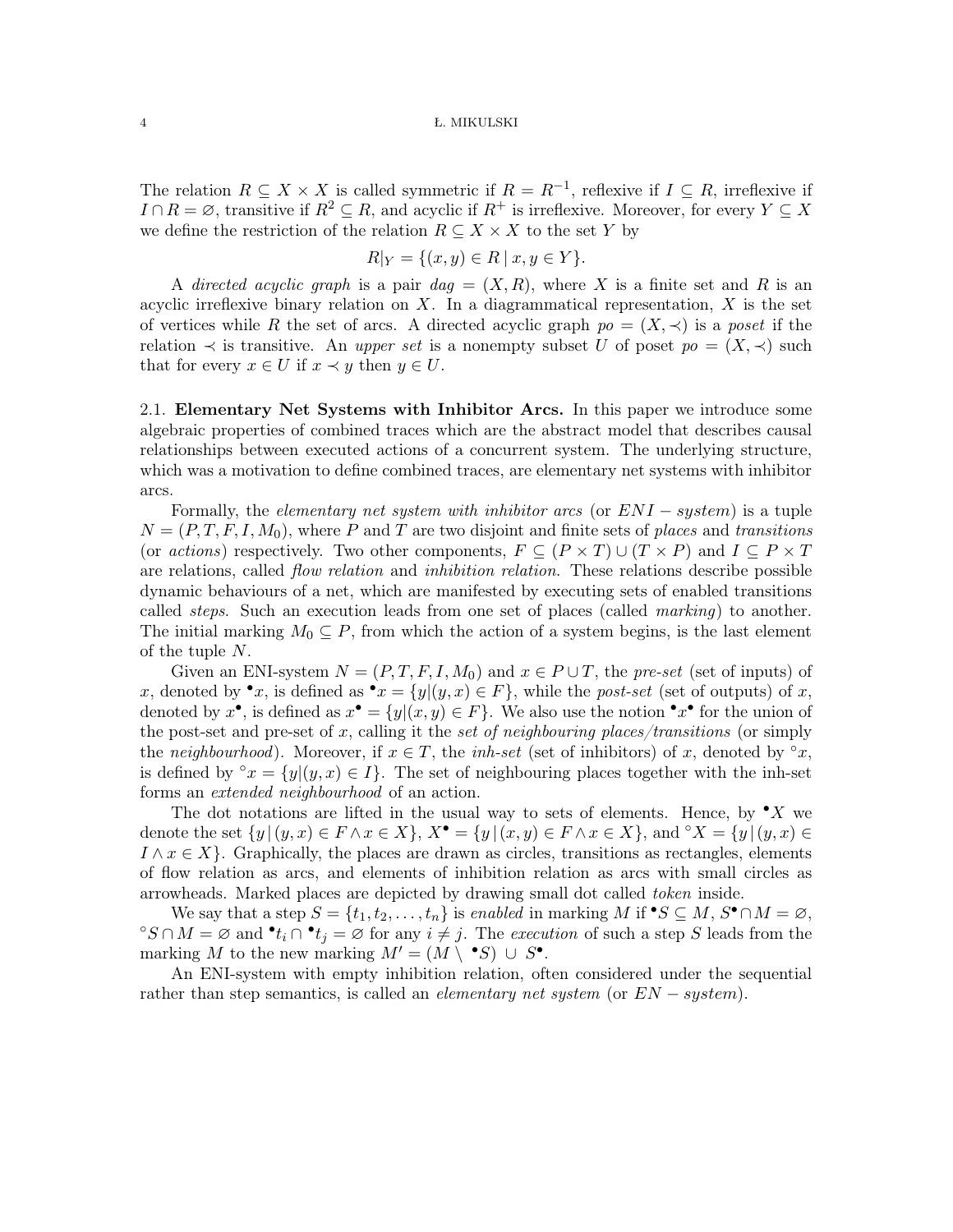The relation $R \subseteq X \times X$ is called symmetric if $R = R^{-1}$, reflexive if $I \subseteq R$, irreflexive if $I \cap R = \varnothing$, transitive if $R^2 \subseteq R$, and acyclic if $R^+$ is irreflexive. Moreover, for every $Y \subseteq X$ we define the restriction of the relation $R \subseteq X \times X$ to the set $Y$ by

$$R|_Y = \{(x, y) \in R \mid x, y \in Y\}.$$

A *directed acyclic graph* is a pair $dag = (X, R)$, where $X$ is a finite set and $R$ is an acyclic irreflexive binary relation on $X$. In a diagrammatical representation, $X$ is the set of vertices while $R$ the set of arcs. A directed acyclic graph $po = (X, \prec)$ is a *poset* if the relation $\prec$ is transitive. An *upper set* is a nonempty subset $U$ of poset $po = (X, \prec)$ such that for every $x \in U$ if $x \prec y$ then $y \in U$.

2.1. **Elementary Net Systems with Inhibitor Arcs.** In this paper we introduce some algebraic properties of combined traces which are the abstract model that describes causal relationships between executed actions of a concurrent system. The underlying structure, which was a motivation to define combined traces, are elementary net systems with inhibitor arcs.

Formally, the *elementary net system with inhibitor arcs* (or $ENI-system$) is a tuple $N = (P, T, F, I, M_0)$, where $P$ and $T$ are two disjoint and finite sets of *places* and *transitions* (or *actions*) respectively. Two other components, $F \subseteq (P \times T) \cup (T \times P)$ and $I \subseteq P \times T$ are relations, called *flow relation* and *inhibition relation*. These relations describe possible dynamic behaviours of a net, which are manifested by executing sets of enabled transitions called *steps*. Such an execution leads from one set of places (called *marking*) to another. The initial marking $M_0 \subseteq P$, from which the action of a system begins, is the last element of the tuple $N$.

Given an ENI-system $N = (P, T, F, I, M_0)$ and $x \in P \cup T$, the *pre-set* (set of inputs) of $x$, denoted by ${}^\bullet x$, is defined as ${}^\bullet x = \{y | (y, x) \in F\}$, while the *post-set* (set of outputs) of $x$, denoted by $x^\bullet$, is defined as $x^\bullet = \{y | (x, y) \in F\}$. We also use the notion ${}^\bullet x^\bullet$ for the union of the post-set and pre-set of $x$, calling it the *set of neighbouring places/transitions* (or simply the *neighbourhood*). Moreover, if $x \in T$, the *inh-set* (set of inhibitors) of $x$, denoted by ${}^\circ x$, is defined by ${}^\circ x = \{y | (y, x) \in I\}$. The set of neighbouring places together with the inh-set forms an *extended neighbourhood* of an action.

The dot notations are lifted in the usual way to sets of elements. Hence, by ${}^\bullet X$ we denote the set $\{y \mid (y, x) \in F \wedge x \in X\}$, $X^\bullet = \{y \mid (x, y) \in F \wedge x \in X\}$, and ${}^\circ X = \{y \mid (y, x) \in I \wedge x \in X\}$. Graphically, the places are drawn as circles, transitions as rectangles, elements of flow relation as arcs, and elements of inhibition relation as arcs with small circles as arrowheads. Marked places are depicted by drawing small dot called *token* inside.

We say that a step $S = \{t_1, t_2, \ldots, t_n\}$ is *enabled* in marking $M$ if ${}^\bullet S \subseteq M$, $S^\bullet \cap M = \varnothing$, ${}^\circ S \cap M = \varnothing$ and ${}^\bullet t_i \cap {}^\bullet t_j = \varnothing$ for any $i \neq j$. The *execution* of such a step $S$ leads from the marking $M$ to the new marking $M' = (M \setminus {}^\bullet S) \cup S^\bullet$.

An ENI-system with empty inhibition relation, often considered under the sequential rather than step semantics, is called an *elementary net system* (or $EN-system$).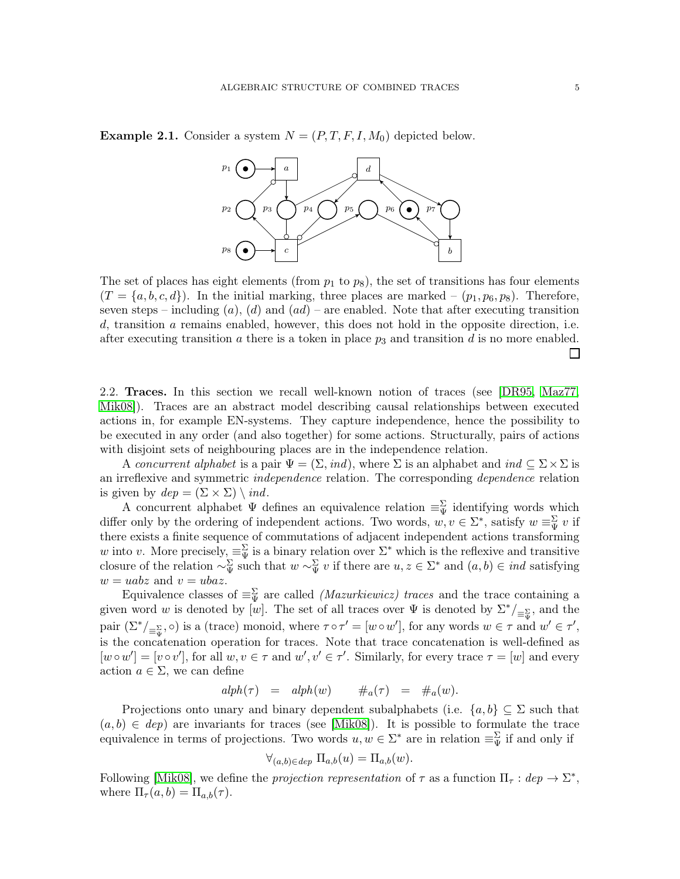**Example 2.1.** Consider a system $N = (P, T, F, I, M_0)$ depicted below.

The set of places has eight elements (from $p_1$ to $p_8$), the set of transitions has four elements ($T = \{a, b, c, d\}$). In the initial marking, three places are marked – $(p_1, p_6, p_8)$. Therefore, seven steps – including $(a)$, $(d)$ and $(ad)$ – are enabled. Note that after executing transition $d$, transition $a$ remains enabled, however, this does not hold in the opposite direction, i.e. after executing transition $a$ there is a token in place $p_3$ and transition $d$ is no more enabled. □

## 2.2. Traces.

In this section we recall well-known notion of traces (see [DR95, Maz77, Mik08]). Traces are an abstract model describing causal relationships between executed actions in, for example EN-systems. They capture independence, hence the possibility to be executed in any order (and also together) for some actions. Structurally, pairs of actions with disjoint sets of neighbouring places are in the independence relation.

A *concurrent alphabet* is a pair $\Psi = (\Sigma, ind)$, where $\Sigma$ is an alphabet and $ind \subseteq \Sigma \times \Sigma$ is an irreflexive and symmetric *independence* relation. The corresponding *dependence* relation is given by $dep = (\Sigma \times \Sigma) \setminus ind$.

A concurrent alphabet $\Psi$ defines an equivalence relation $\equiv_\Psi^\Sigma$ identifying words which differ only by the ordering of independent actions. Two words, $w, v \in \Sigma^*$, satisfy $w \equiv_\Psi^\Sigma v$ if there exists a finite sequence of commutations of adjacent independent actions transforming $w$ into $v$. More precisely, $\equiv_\Psi^\Sigma$ is a binary relation over $\Sigma^*$ which is the reflexive and transitive closure of the relation $\sim_\Psi^\Sigma$ such that $w \sim_\Psi^\Sigma v$ if there are $u, z \in \Sigma^*$ and $(a, b) \in ind$ satisfying $w = uabz$ and $v = ubaz$.

Equivalence classes of $\equiv_\Psi^\Sigma$ are called *(Mazurkiewicz) traces* and the trace containing a given word $w$ is denoted by $[w]$. The set of all traces over $\Psi$ is denoted by $\Sigma^*/_{\equiv_\Psi^\Sigma}$, and the pair $(\Sigma^*/_{\equiv_\Psi^\Sigma}, \circ)$ is a (trace) monoid, where $\tau \circ \tau' = [w \circ w']$, for any words $w \in \tau$ and $w' \in \tau'$, is the concatenation operation for traces. Note that trace concatenation is well-defined as $[w \circ w'] = [v \circ v']$, for all $w, v \in \tau$ and $w', v' \in \tau'$. Similarly, for every trace $\tau = [w]$ and every action $a \in \Sigma$, we can define

$$alph(\tau) \;=\; alph(w) \qquad \#_a(\tau) \;=\; \#_a(w).$$

Projections onto unary and binary dependent subalphabets (i.e. $\{a, b\} \subseteq \Sigma$ such that $(a, b) \in dep$) are invariants for traces (see [Mik08]). It is possible to formulate the trace equivalence in terms of projections. Two words $u, w \in \Sigma^*$ are in relation $\equiv_\Psi^\Sigma$ if and only if

$$\forall_{(a,b) \in dep}\ \Pi_{a,b}(u) = \Pi_{a,b}(w).$$

Following [Mik08], we define the *projection representation* of $\tau$ as a function $\Pi_\tau : dep \to \Sigma^*$, where $\Pi_\tau(a, b) = \Pi_{a,b}(\tau)$.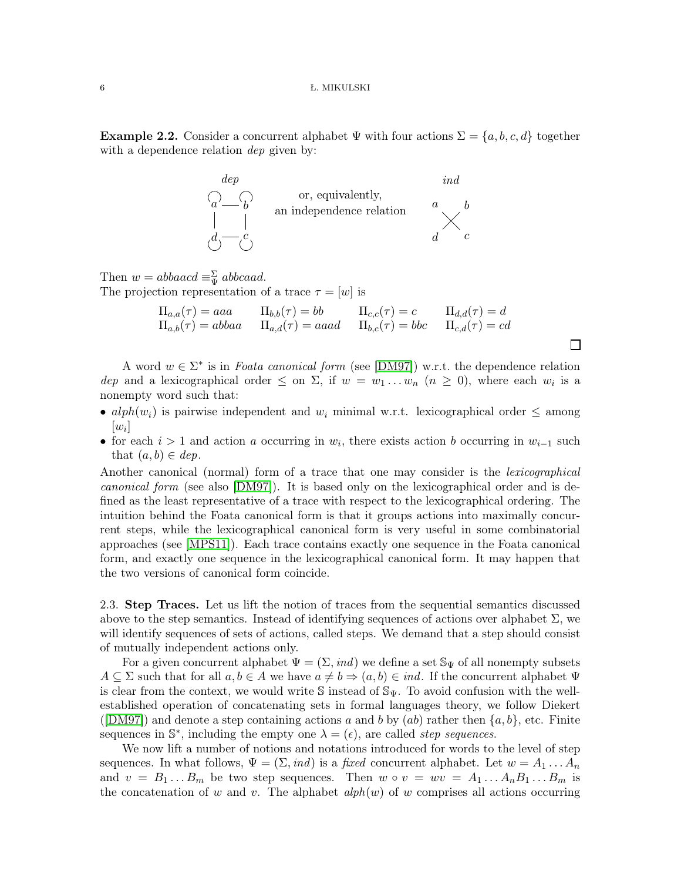**Example 2.2.** Consider a concurrent alphabet $\Psi$ with four actions $\Sigma = \{a, b, c, d\}$ together with a dependence relation *dep* given by:

*dep*: $a$ — $b$, $a$ — $d$, $b$ — $c$, $d$ — $c$ (with self-loops on $a, b, c, d$) or, equivalently, an independence relation *ind*: $a$ — $c$, $b$ — $d$

Then $w = abbaacd \equiv^{\Sigma}_{\Psi} abbcaad$.
The projection representation of a trace $\tau = [w]$ is

$$\Pi_{a,a}(\tau) = aaa \qquad \Pi_{b,b}(\tau) = bb \qquad \Pi_{c,c}(\tau) = c \qquad \Pi_{d,d}(\tau) = d$$
$$\Pi_{a,b}(\tau) = abbaa \qquad \Pi_{a,d}(\tau) = aaad \qquad \Pi_{b,c}(\tau) = bbc \qquad \Pi_{c,d}(\tau) = cd$$

□

A word $w \in \Sigma^*$ is in *Foata canonical form* (see [DM97]) w.r.t. the dependence relation *dep* and a lexicographical order $\leq$ on $\Sigma$, if $w = w_1 \dots w_n$ ($n \geq 0$), where each $w_i$ is a nonempty word such that:

- $alph(w_i)$ is pairwise independent and $w_i$ minimal w.r.t. lexicographical order $\leq$ among $[w_i]$
- for each $i > 1$ and action $a$ occurring in $w_i$, there exists action $b$ occurring in $w_{i-1}$ such that $(a, b) \in dep$.

Another canonical (normal) form of a trace that one may consider is the *lexicographical canonical form* (see also [DM97]). It is based only on the lexicographical order and is defined as the least representative of a trace with respect to the lexicographical ordering. The intuition behind the Foata canonical form is that it groups actions into maximally concurrent steps, while the lexicographical canonical form is very useful in some combinatorial approaches (see [MPS11]). Each trace contains exactly one sequence in the Foata canonical form, and exactly one sequence in the lexicographical canonical form. It may happen that the two versions of canonical form coincide.

2.3. **Step Traces.** Let us lift the notion of traces from the sequential semantics discussed above to the step semantics. Instead of identifying sequences of actions over alphabet $\Sigma$, we will identify sequences of sets of actions, called steps. We demand that a step should consist of mutually independent actions only.

For a given concurrent alphabet $\Psi = (\Sigma, ind)$ we define a set $\mathbb{S}_\Psi$ of all nonempty subsets $A \subseteq \Sigma$ such that for all $a, b \in A$ we have $a \neq b \Rightarrow (a, b) \in ind$. If the concurrent alphabet $\Psi$ is clear from the context, we would write $\mathbb{S}$ instead of $\mathbb{S}_\Psi$. To avoid confusion with the well-established operation of concatenating sets in formal languages theory, we follow Diekert ([DM97]) and denote a step containing actions $a$ and $b$ by $(ab)$ rather then $\{a, b\}$, etc. Finite sequences in $\mathbb{S}^*$, including the empty one $\lambda = (\epsilon)$, are called *step sequences*.

We now lift a number of notions and notations introduced for words to the level of step sequences. In what follows, $\Psi = (\Sigma, ind)$ is a *fixed* concurrent alphabet. Let $w = A_1 \dots A_n$ and $v = B_1 \dots B_m$ be two step sequences. Then $w \circ v = wv = A_1 \dots A_n B_1 \dots B_m$ is the concatenation of $w$ and $v$. The alphabet $alph(w)$ of $w$ comprises all actions occurring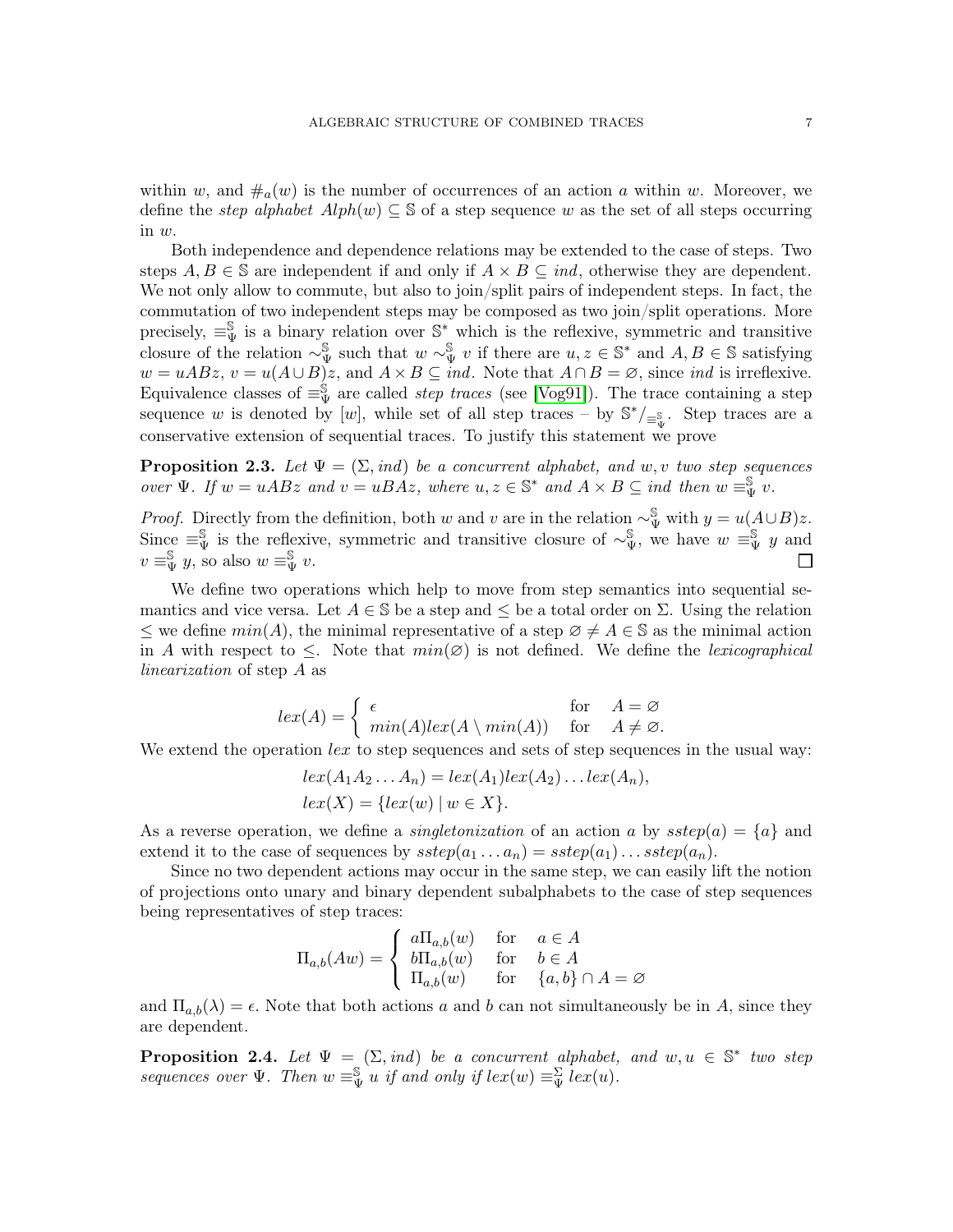within $w$, and $\#_a(w)$ is the number of occurrences of an action $a$ within $w$. Moreover, we define the *step alphabet* $Alph(w) \subseteq \mathbb{S}$ of a step sequence $w$ as the set of all steps occurring in $w$.

Both independence and dependence relations may be extended to the case of steps. Two steps $A, B \in \mathbb{S}$ are independent if and only if $A \times B \subseteq ind$, otherwise they are dependent. We not only allow to commute, but also to join/split pairs of independent steps. In fact, the commutation of two independent steps may be composed as two join/split operations. More precisely, $\equiv_\Psi^\mathbb{S}$ is a binary relation over $\mathbb{S}^*$ which is the reflexive, symmetric and transitive closure of the relation $\sim_\Psi^\mathbb{S}$ such that $w \sim_\Psi^\mathbb{S} v$ if there are $u, z \in \mathbb{S}^*$ and $A, B \in \mathbb{S}$ satisfying $w = uABz$, $v = u(A \cup B)z$, and $A \times B \subseteq ind$. Note that $A \cap B = \varnothing$, since $ind$ is irreflexive. Equivalence classes of $\equiv_\Psi^\mathbb{S}$ are called *step traces* (see [Vog91]). The trace containing a step sequence $w$ is denoted by $[w]$, while set of all step traces – by $\mathbb{S}^*/_{\equiv_\Psi^\mathbb{S}}$. Step traces are a conservative extension of sequential traces. To justify this statement we prove

**Proposition 2.3.** *Let $\Psi = (\Sigma, ind)$ be a concurrent alphabet, and $w, v$ two step sequences over $\Psi$. If $w = uABz$ and $v = uBAz$, where $u, z \in \mathbb{S}^*$ and $A \times B \subseteq ind$ then $w \equiv_\Psi^\mathbb{S} v$.*

*Proof.* Directly from the definition, both $w$ and $v$ are in the relation $\sim_\Psi^\mathbb{S}$ with $y = u(A \cup B)z$. Since $\equiv_\Psi^\mathbb{S}$ is the reflexive, symmetric and transitive closure of $\sim_\Psi^\mathbb{S}$, we have $w \equiv_\Psi^\mathbb{S} y$ and $v \equiv_\Psi^\mathbb{S} y$, so also $w \equiv_\Psi^\mathbb{S} v$. □

We define two operations which help to move from step semantics into sequential semantics and vice versa. Let $A \in \mathbb{S}$ be a step and $\leq$ be a total order on $\Sigma$. Using the relation $\leq$ we define $min(A)$, the minimal representative of a step $\varnothing \neq A \in \mathbb{S}$ as the minimal action in $A$ with respect to $\leq$. Note that $min(\varnothing)$ is not defined. We define the *lexicographical linearization* of step $A$ as

$$lex(A) = \begin{cases} \epsilon & \text{for} \quad A = \varnothing \\ min(A)lex(A \setminus min(A)) & \text{for} \quad A \neq \varnothing. \end{cases}$$

We extend the operation $lex$ to step sequences and sets of step sequences in the usual way:

$$lex(A_1 A_2 \dots A_n) = lex(A_1)lex(A_2) \dots lex(A_n),$$
$$lex(X) = \{lex(w) \mid w \in X\}.$$

As a reverse operation, we define a *singletonization* of an action $a$ by $sstep(a) = \{a\}$ and extend it to the case of sequences by $sstep(a_1 \dots a_n) = sstep(a_1) \dots sstep(a_n)$.

Since no two dependent actions may occur in the same step, we can easily lift the notion of projections onto unary and binary dependent subalphabets to the case of step sequences being representatives of step traces:

$$\Pi_{a,b}(Aw) = \begin{cases} a\Pi_{a,b}(w) & \text{for} \quad a \in A \\ b\Pi_{a,b}(w) & \text{for} \quad b \in A \\ \Pi_{a,b}(w) & \text{for} \quad \{a, b\} \cap A = \varnothing \end{cases}$$

and $\Pi_{a,b}(\lambda) = \epsilon$. Note that both actions $a$ and $b$ can not simultaneously be in $A$, since they are dependent.

**Proposition 2.4.** *Let $\Psi = (\Sigma, ind)$ be a concurrent alphabet, and $w, u \in \mathbb{S}^*$ two step sequences over $\Psi$. Then $w \equiv_\Psi^\mathbb{S} u$ if and only if $lex(w) \equiv_\Psi^\Sigma lex(u)$.*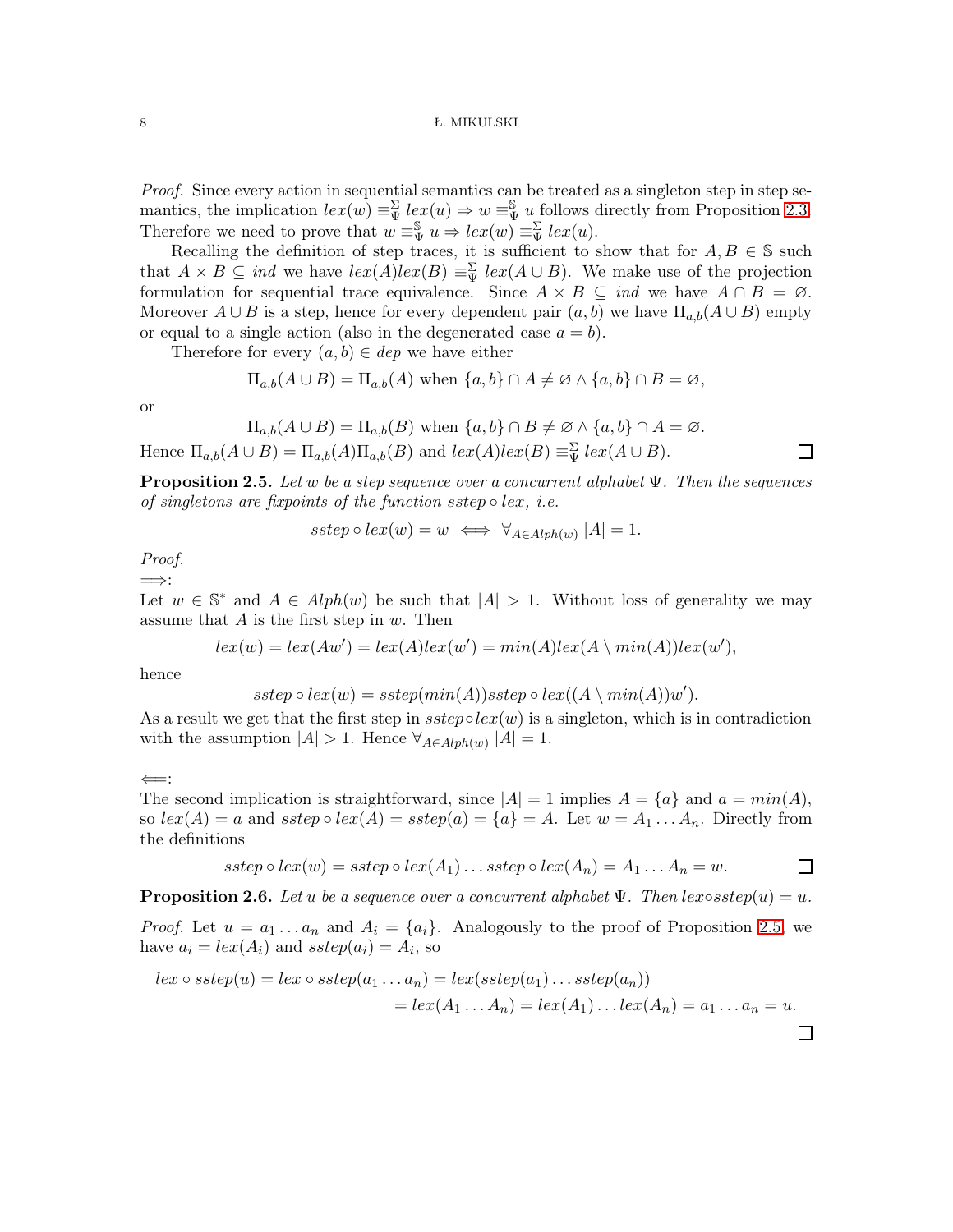*Proof.* Since every action in sequential semantics can be treated as a singleton step in step semantics, the implication $lex(w) \equiv^{\Sigma}_{\Psi} lex(u) \Rightarrow w \equiv^{\mathbb{S}}_{\Psi} u$ follows directly from Proposition 2.3. Therefore we need to prove that $w \equiv^{\mathbb{S}}_{\Psi} u \Rightarrow lex(w) \equiv^{\Sigma}_{\Psi} lex(u)$.

Recalling the definition of step traces, it is sufficient to show that for $A, B \in \mathbb{S}$ such that $A \times B \subseteq ind$ we have $lex(A)lex(B) \equiv^{\Sigma}_{\Psi} lex(A \cup B)$. We make use of the projection formulation for sequential trace equivalence. Since $A \times B \subseteq ind$ we have $A \cap B = \varnothing$. Moreover $A \cup B$ is a step, hence for every dependent pair $(a, b)$ we have $\Pi_{a,b}(A \cup B)$ empty or equal to a single action (also in the degenerated case $a = b$).

Therefore for every $(a, b) \in dep$ we have either

$$\Pi_{a,b}(A \cup B) = \Pi_{a,b}(A) \text{ when } \{a, b\} \cap A \neq \varnothing \wedge \{a, b\} \cap B = \varnothing,$$

or

$$\Pi_{a,b}(A \cup B) = \Pi_{a,b}(B) \text{ when } \{a, b\} \cap B \neq \varnothing \wedge \{a, b\} \cap A = \varnothing.$$

Hence $\Pi_{a,b}(A \cup B) = \Pi_{a,b}(A)\Pi_{a,b}(B)$ and $lex(A)lex(B) \equiv^{\Sigma}_{\Psi} lex(A \cup B)$. $\square$

**Proposition 2.5.** *Let $w$ be a step sequence over a concurrent alphabet $\Psi$. Then the sequences of singletons are fixpoints of the function $sstep \circ lex$, i.e.*

$$sstep \circ lex(w) = w \iff \forall_{A \in Alph(w)} |A| = 1.$$

*Proof.*
$\Longrightarrow$:
Let $w \in \mathbb{S}^*$ and $A \in Alph(w)$ be such that $|A| > 1$. Without loss of generality we may assume that $A$ is the first step in $w$. Then

$$lex(w) = lex(Aw') = lex(A)lex(w') = min(A)lex(A \setminus min(A))lex(w'),$$

hence

$$sstep \circ lex(w) = sstep(min(A))sstep \circ lex((A \setminus min(A))w').$$

As a result we get that the first step in $sstep \circ lex(w)$ is a singleton, which is in contradiction with the assumption $|A| > 1$. Hence $\forall_{A \in Alph(w)} |A| = 1$.

$\Longleftarrow$:
The second implication is straightforward, since $|A| = 1$ implies $A = \{a\}$ and $a = min(A)$, so $lex(A) = a$ and $sstep \circ lex(A) = sstep(a) = \{a\} = A$. Let $w = A_1 \dots A_n$. Directly from the definitions

$$sstep \circ lex(w) = sstep \circ lex(A_1) \dots sstep \circ lex(A_n) = A_1 \dots A_n = w. \qquad \square$$

**Proposition 2.6.** *Let $u$ be a sequence over a concurrent alphabet $\Psi$. Then $lex \circ sstep(u) = u$.*

*Proof.* Let $u = a_1 \dots a_n$ and $A_i = \{a_i\}$. Analogously to the proof of Proposition 2.5, we have $a_i = lex(A_i)$ and $sstep(a_i) = A_i$, so

$$\begin{aligned} lex \circ sstep(u) = lex \circ sstep(a_1 \dots a_n) &= lex(sstep(a_1) \dots sstep(a_n)) \\ &= lex(A_1 \dots A_n) = lex(A_1) \dots lex(A_n) = a_1 \dots a_n = u. \end{aligned}$$

$\square$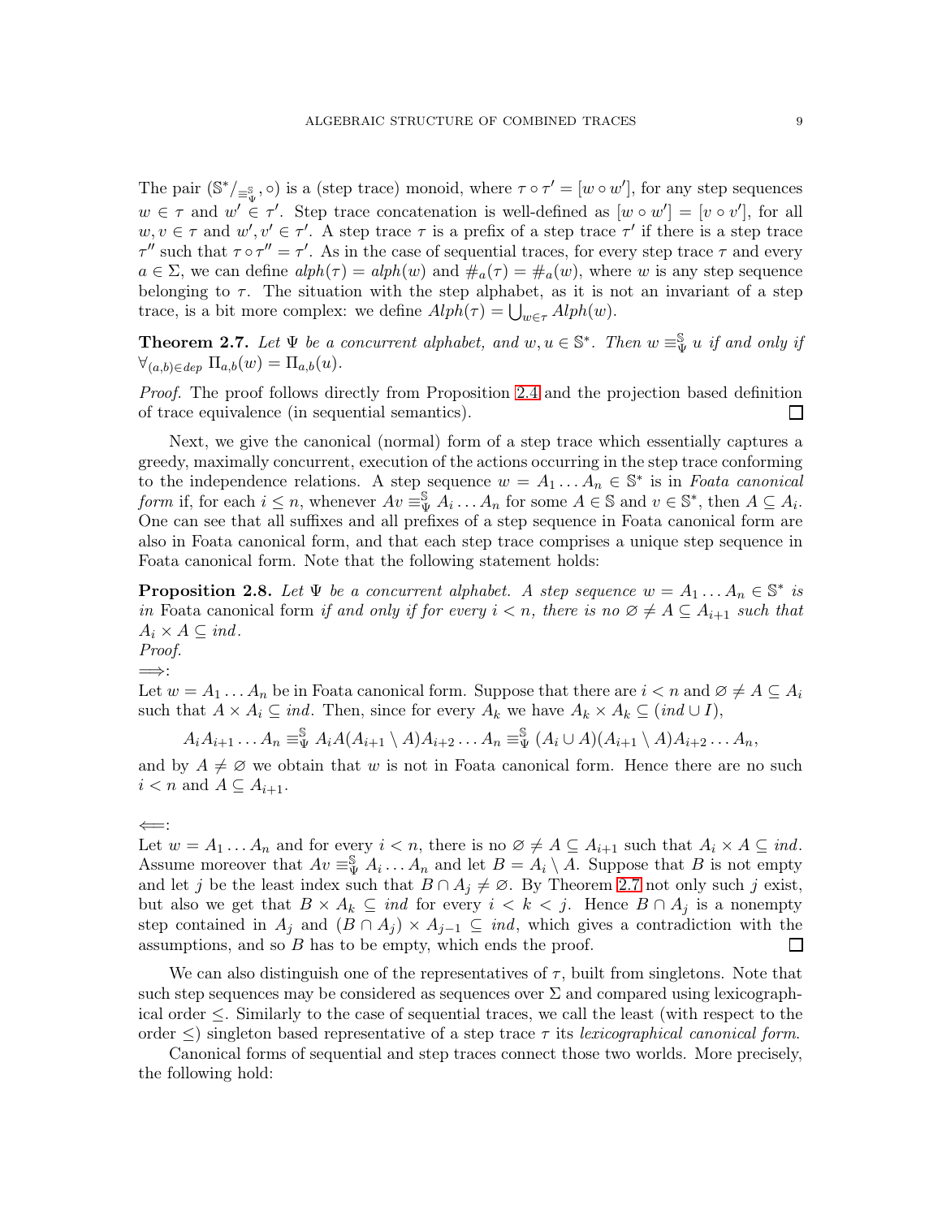The pair $(\mathbb{S}^*/_{\equiv^{\mathbb{S}}_{\Psi}}, \circ)$ is a (step trace) monoid, where $\tau \circ \tau' = [w \circ w']$, for any step sequences $w \in \tau$ and $w' \in \tau'$. Step trace concatenation is well-defined as $[w \circ w'] = [v \circ v']$, for all $w, v \in \tau$ and $w', v' \in \tau'$. A step trace $\tau$ is a prefix of a step trace $\tau'$ if there is a step trace $\tau''$ such that $\tau \circ \tau'' = \tau'$. As in the case of sequential traces, for every step trace $\tau$ and every $a \in \Sigma$, we can define $alph(\tau) = alph(w)$ and $\#_a(\tau) = \#_a(w)$, where $w$ is any step sequence belonging to $\tau$. The situation with the step alphabet, as it is not an invariant of a step trace, is a bit more complex: we define $Alph(\tau) = \bigcup_{w \in \tau} Alph(w)$.

**Theorem 2.7.** *Let $\Psi$ be a concurrent alphabet, and $w, u \in \mathbb{S}^*$. Then $w \equiv^{\mathbb{S}}_{\Psi} u$ if and only if $\forall_{(a,b) \in dep}\ \Pi_{a,b}(w) = \Pi_{a,b}(u)$.*

*Proof.* The proof follows directly from Proposition 2.4 and the projection based definition of trace equivalence (in sequential semantics). □

Next, we give the canonical (normal) form of a step trace which essentially captures a greedy, maximally concurrent, execution of the actions occurring in the step trace conforming to the independence relations. A step sequence $w = A_1 \dots A_n \in \mathbb{S}^*$ is in *Foata canonical form* if, for each $i \leq n$, whenever $Av \equiv^{\mathbb{S}}_{\Psi} A_i \dots A_n$ for some $A \in \mathbb{S}$ and $v \in \mathbb{S}^*$, then $A \subseteq A_i$. One can see that all suffixes and all prefixes of a step sequence in Foata canonical form are also in Foata canonical form, and that each step trace comprises a unique step sequence in Foata canonical form. Note that the following statement holds:

**Proposition 2.8.** *Let $\Psi$ be a concurrent alphabet. A step sequence $w = A_1 \dots A_n \in \mathbb{S}^*$ is in* Foata canonical form *if and only if for every $i < n$, there is no $\varnothing \neq A \subseteq A_{i+1}$ such that $A_i \times A \subseteq ind$.*

*Proof.*

$\Longrightarrow$:

Let $w = A_1 \dots A_n$ be in Foata canonical form. Suppose that there are $i < n$ and $\varnothing \neq A \subseteq A_i$ such that $A \times A_i \subseteq ind$. Then, since for every $A_k$ we have $A_k \times A_k \subseteq (ind \cup I)$,

$$A_i A_{i+1} \dots A_n \equiv^{\mathbb{S}}_{\Psi} A_i A (A_{i+1} \setminus A) A_{i+2} \dots A_n \equiv^{\mathbb{S}}_{\Psi} (A_i \cup A)(A_{i+1} \setminus A) A_{i+2} \dots A_n,$$

and by $A \neq \varnothing$ we obtain that $w$ is not in Foata canonical form. Hence there are no such $i < n$ and $A \subseteq A_{i+1}$.

$\Longleftarrow$:

Let $w = A_1 \dots A_n$ and for every $i < n$, there is no $\varnothing \neq A \subseteq A_{i+1}$ such that $A_i \times A \subseteq ind$. Assume moreover that $Av \equiv^{\mathbb{S}}_{\Psi} A_i \dots A_n$ and let $B = A_i \setminus A$. Suppose that $B$ is not empty and let $j$ be the least index such that $B \cap A_j \neq \varnothing$. By Theorem 2.7 not only such $j$ exist, but also we get that $B \times A_k \subseteq ind$ for every $i < k < j$. Hence $B \cap A_j$ is a nonempty step contained in $A_j$ and $(B \cap A_j) \times A_{j-1} \subseteq ind$, which gives a contradiction with the assumptions, and so $B$ has to be empty, which ends the proof. □

We can also distinguish one of the representatives of $\tau$, built from singletons. Note that such step sequences may be considered as sequences over $\Sigma$ and compared using lexicographical order $\leq$. Similarly to the case of sequential traces, we call the least (with respect to the order $\leq$) singleton based representative of a step trace $\tau$ its *lexicographical canonical form*.

Canonical forms of sequential and step traces connect those two worlds. More precisely, the following hold: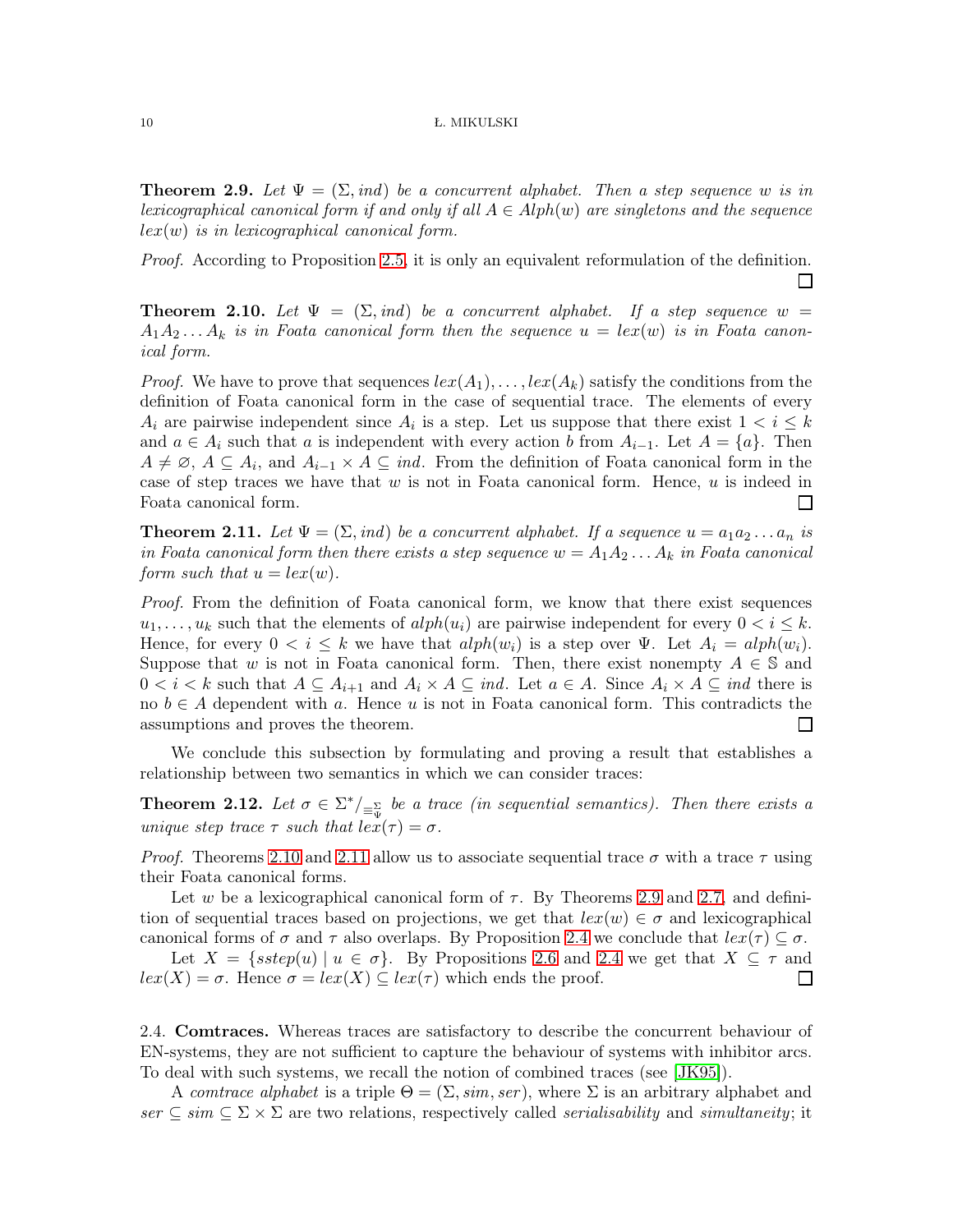**Theorem 2.9.** *Let $\Psi = (\Sigma, ind)$ be a concurrent alphabet. Then a step sequence $w$ is in lexicographical canonical form if and only if all $A \in Alph(w)$ are singletons and the sequence $lex(w)$ is in lexicographical canonical form.*

*Proof.* According to Proposition 2.5, it is only an equivalent reformulation of the definition. □

**Theorem 2.10.** *Let $\Psi = (\Sigma, ind)$ be a concurrent alphabet. If a step sequence $w = A_1A_2 \ldots A_k$ is in Foata canonical form then the sequence $u = lex(w)$ is in Foata canonical form.*

*Proof.* We have to prove that sequences $lex(A_1), \ldots, lex(A_k)$ satisfy the conditions from the definition of Foata canonical form in the case of sequential trace. The elements of every $A_i$ are pairwise independent since $A_i$ is a step. Let us suppose that there exist $1 < i \leq k$ and $a \in A_i$ such that $a$ is independent with every action $b$ from $A_{i-1}$. Let $A = \{a\}$. Then $A \neq \varnothing$, $A \subseteq A_i$, and $A_{i-1} \times A \subseteq ind$. From the definition of Foata canonical form in the case of step traces we have that $w$ is not in Foata canonical form. Hence, $u$ is indeed in Foata canonical form. □

**Theorem 2.11.** *Let $\Psi = (\Sigma, ind)$ be a concurrent alphabet. If a sequence $u = a_1a_2 \ldots a_n$ is in Foata canonical form then there exists a step sequence $w = A_1A_2 \ldots A_k$ in Foata canonical form such that $u = lex(w)$.*

*Proof.* From the definition of Foata canonical form, we know that there exist sequences $u_1, \ldots, u_k$ such that the elements of $alph(u_i)$ are pairwise independent for every $0 < i \leq k$. Hence, for every $0 < i \leq k$ we have that $alph(w_i)$ is a step over $\Psi$. Let $A_i = alph(w_i)$. Suppose that $w$ is not in Foata canonical form. Then, there exist nonempty $A \in \mathbb{S}$ and $0 < i < k$ such that $A \subseteq A_{i+1}$ and $A_i \times A \subseteq ind$. Let $a \in A$. Since $A_i \times A \subseteq ind$ there is no $b \in A$ dependent with $a$. Hence $u$ is not in Foata canonical form. This contradicts the assumptions and proves the theorem. □

We conclude this subsection by formulating and proving a result that establishes a relationship between two semantics in which we can consider traces:

**Theorem 2.12.** *Let $\sigma \in \Sigma^*/_{\equiv_\Psi^\Sigma}$ be a trace (in sequential semantics). Then there exists a unique step trace $\tau$ such that $lex(\tau) = \sigma$.*

*Proof.* Theorems 2.10 and 2.11 allow us to associate sequential trace $\sigma$ with a trace $\tau$ using their Foata canonical forms.

Let $w$ be a lexicographical canonical form of $\tau$. By Theorems 2.9 and 2.7, and definition of sequential traces based on projections, we get that $lex(w) \in \sigma$ and lexicographical canonical forms of $\sigma$ and $\tau$ also overlaps. By Proposition 2.4 we conclude that $lex(\tau) \subseteq \sigma$.

Let $X = \{sstep(u) \mid u \in \sigma\}$. By Propositions 2.6 and 2.4 we get that $X \subseteq \tau$ and $lex(X) = \sigma$. Hence $\sigma = lex(X) \subseteq lex(\tau)$ which ends the proof. □

2.4. **Comtraces.** Whereas traces are satisfactory to describe the concurrent behaviour of EN-systems, they are not sufficient to capture the behaviour of systems with inhibitor arcs. To deal with such systems, we recall the notion of combined traces (see [JK95]).

A *comtrace alphabet* is a triple $\Theta = (\Sigma, sim, ser)$, where $\Sigma$ is an arbitrary alphabet and $ser \subseteq sim \subseteq \Sigma \times \Sigma$ are two relations, respectively called *serialisability* and *simultaneity*; it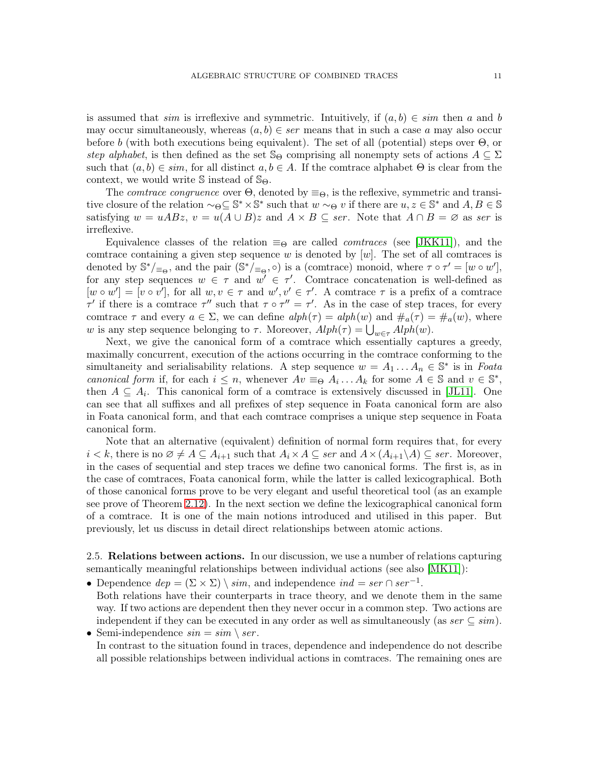is assumed that *sim* is irreflexive and symmetric. Intuitively, if $(a,b) \in sim$ then $a$ and $b$ may occur simultaneously, whereas $(a,b) \in ser$ means that in such a case $a$ may also occur before $b$ (with both executions being equivalent). The set of all (potential) steps over $\Theta$, or *step alphabet*, is then defined as the set $\mathbb{S}_\Theta$ comprising all nonempty sets of actions $A \subseteq \Sigma$ such that $(a,b) \in sim$, for all distinct $a,b \in A$. If the comtrace alphabet $\Theta$ is clear from the context, we would write $\mathbb{S}$ instead of $\mathbb{S}_\Theta$.

The *comtrace congruence* over $\Theta$, denoted by $\equiv_\Theta$, is the reflexive, symmetric and transitive closure of the relation $\sim_\Theta \subseteq \mathbb{S}^* \times \mathbb{S}^*$ such that $w \sim_\Theta v$ if there are $u, z \in \mathbb{S}^*$ and $A, B \in \mathbb{S}$ satisfying $w = uABz$, $v = u(A \cup B)z$ and $A \times B \subseteq ser$. Note that $A \cap B = \varnothing$ as *ser* is irreflexive.

Equivalence classes of the relation $\equiv_\Theta$ are called *comtraces* (see [JKK11]), and the comtrace containing a given step sequence $w$ is denoted by $[w]$. The set of all comtraces is denoted by $\mathbb{S}^*/_{\equiv_\Theta}$, and the pair $(\mathbb{S}^*/_{\equiv_\Theta}, \circ)$ is a (comtrace) monoid, where $\tau \circ \tau' = [w \circ w']$, for any step sequences $w \in \tau$ and $w' \in \tau'$. Comtrace concatenation is well-defined as $[w \circ w'] = [v \circ v']$, for all $w, v \in \tau$ and $w', v' \in \tau'$. A comtrace $\tau$ is a prefix of a comtrace $\tau'$ if there is a comtrace $\tau''$ such that $\tau \circ \tau'' = \tau'$. As in the case of step traces, for every comtrace $\tau$ and every $a \in \Sigma$, we can define $alph(\tau) = alph(w)$ and $\#_a(\tau) = \#_a(w)$, where $w$ is any step sequence belonging to $\tau$. Moreover, $Alph(\tau) = \bigcup_{w \in \tau} Alph(w)$.

Next, we give the canonical form of a comtrace which essentially captures a greedy, maximally concurrent, execution of the actions occurring in the comtrace conforming to the simultaneity and serialisability relations. A step sequence $w = A_1 \dots A_n \in \mathbb{S}^*$ is in *Foata canonical form* if, for each $i \le n$, whenever $Av \equiv_\Theta A_i \dots A_k$ for some $A \in \mathbb{S}$ and $v \in \mathbb{S}^*$, then $A \subseteq A_i$. This canonical form of a comtrace is extensively discussed in [JL11]. One can see that all suffixes and all prefixes of step sequence in Foata canonical form are also in Foata canonical form, and that each comtrace comprises a unique step sequence in Foata canonical form.

Note that an alternative (equivalent) definition of normal form requires that, for every $i < k$, there is no $\varnothing \neq A \subseteq A_{i+1}$ such that $A_i \times A \subseteq ser$ and $A \times (A_{i+1} \setminus A) \subseteq ser$. Moreover, in the cases of sequential and step traces we define two canonical forms. The first is, as in the case of comtraces, Foata canonical form, while the latter is called lexicographical. Both of those canonical forms prove to be very elegant and useful theoretical tool (as an example see prove of Theorem 2.12). In the next section we define the lexicographical canonical form of a comtrace. It is one of the main notions introduced and utilised in this paper. But previously, let us discuss in detail direct relationships between atomic actions.

2.5. **Relations between actions.** In our discussion, we use a number of relations capturing semantically meaningful relationships between individual actions (see also [MK11]):

- Dependence $dep = (\Sigma \times \Sigma) \setminus sim$, and independence $ind = ser \cap ser^{-1}$.
  Both relations have their counterparts in trace theory, and we denote them in the same way. If two actions are dependent then they never occur in a common step. Two actions are independent if they can be executed in any order as well as simultaneously (as $ser \subseteq sim$).
- Semi-independence $sin = sim \setminus ser$.
  In contrast to the situation found in traces, dependence and independence do not describe all possible relationships between individual actions in comtraces. The remaining ones are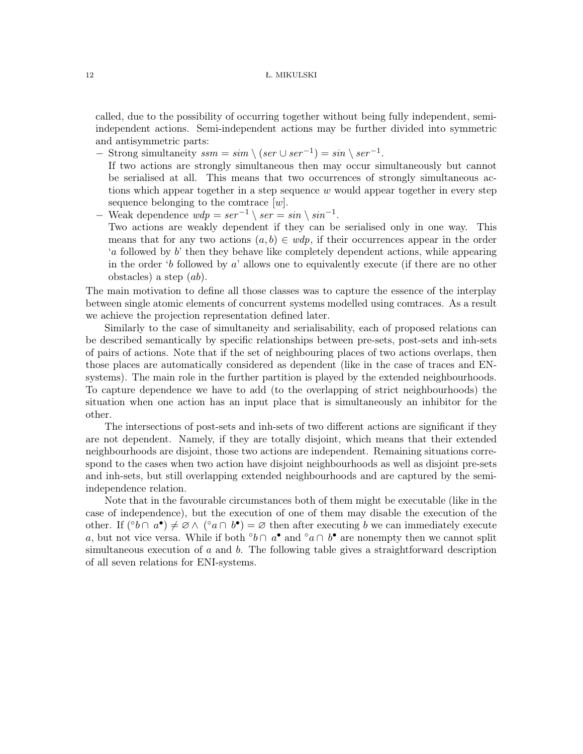called, due to the possibility of occurring together without being fully independent, semi-independent actions. Semi-independent actions may be further divided into symmetric and antisymmetric parts:

- Strong simultaneity $ssm = sim \setminus (ser \cup ser^{-1}) = sin \setminus ser^{-1}$.
  If two actions are strongly simultaneous then may occur simultaneously but cannot be serialised at all. This means that two occurrences of strongly simultaneous actions which appear together in a step sequence $w$ would appear together in every step sequence belonging to the comtrace $[w]$.
- Weak dependence $wdp = ser^{-1} \setminus ser = sin \setminus sin^{-1}$.
  Two actions are weakly dependent if they can be serialised only in one way. This means that for any two actions $(a, b) \in wdp$, if their occurrences appear in the order '$a$ followed by $b$' then they behave like completely dependent actions, while appearing in the order '$b$ followed by $a$' allows one to equivalently execute (if there are no other obstacles) a step $(ab)$.

The main motivation to define all those classes was to capture the essence of the interplay between single atomic elements of concurrent systems modelled using comtraces. As a result we achieve the projection representation defined later.

Similarly to the case of simultaneity and serialisability, each of proposed relations can be described semantically by specific relationships between pre-sets, post-sets and inh-sets of pairs of actions. Note that if the set of neighbouring places of two actions overlaps, then those places are automatically considered as dependent (like in the case of traces and EN-systems). The main role in the further partition is played by the extended neighbourhoods. To capture dependence we have to add (to the overlapping of strict neighbourhoods) the situation when one action has an input place that is simultaneously an inhibitor for the other.

The intersections of post-sets and inh-sets of two different actions are significant if they are not dependent. Namely, if they are totally disjoint, which means that their extended neighbourhoods are disjoint, those two actions are independent. Remaining situations correspond to the cases when two action have disjoint neighbourhoods as well as disjoint pre-sets and inh-sets, but still overlapping extended neighbourhoods and are captured by the semi-independence relation.

Note that in the favourable circumstances both of them might be executable (like in the case of independence), but the execution of one of them may disable the execution of the other. If $({}^{\circ}b \cap a^{\bullet}) \neq \varnothing \wedge ({}^{\circ}a \cap b^{\bullet}) = \varnothing$ then after executing $b$ we can immediately execute $a$, but not vice versa. While if both ${}^{\circ}b \cap a^{\bullet}$ and ${}^{\circ}a \cap b^{\bullet}$ are nonempty then we cannot split simultaneous execution of $a$ and $b$. The following table gives a straightforward description of all seven relations for ENI-systems.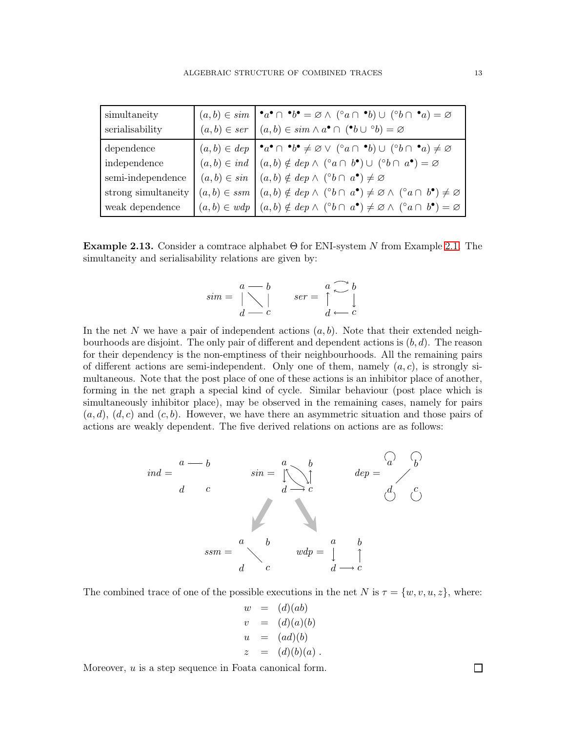| | | |
|---|---|---|
| simultaneity | $(a,b) \in sim$ | ${}^\bullet a^\bullet \cap {}^\bullet b^\bullet = \varnothing \wedge ({}^\circ a \cap {}^\bullet b) \cup ({}^\circ b \cap {}^\bullet a) = \varnothing$ |
| serialisability | $(a,b) \in ser$ | $(a,b) \in sim \wedge a^\bullet \cap ({}^\bullet b \cup {}^\circ b) = \varnothing$ |
| dependence | $(a,b) \in dep$ | ${}^\bullet a^\bullet \cap {}^\bullet b^\bullet \neq \varnothing \vee ({}^\circ a \cap {}^\bullet b) \cup ({}^\circ b \cap {}^\bullet a) \neq \varnothing$ |
| independence | $(a,b) \in ind$ | $(a,b) \notin dep \wedge ({}^\circ a \cap b^\bullet) \cup ({}^\circ b \cap a^\bullet) = \varnothing$ |
| semi-independence | $(a,b) \in sin$ | $(a,b) \notin dep \wedge ({}^\circ b \cap a^\bullet) \neq \varnothing$ |
| strong simultaneity | $(a,b) \in ssm$ | $(a,b) \notin dep \wedge ({}^\circ b \cap a^\bullet) \neq \varnothing \wedge ({}^\circ a \cap b^\bullet) \neq \varnothing$ |
| weak dependence | $(a,b) \in wdp$ | $(a,b) \notin dep \wedge ({}^\circ b \cap a^\bullet) \neq \varnothing \wedge ({}^\circ a \cap b^\bullet) = \varnothing$ |

**Example 2.13.** Consider a comtrace alphabet $\Theta$ for ENI-system $N$ from Example 2.1. The simultaneity and serialisability relations are given by:

$$sim = \begin{array}{c} a \text{ — } b,\ a \text{ — } d,\ a \text{ — } c,\ b \text{ — } c,\ d \text{ — } c \end{array} \qquad ser = \begin{array}{c} a \rightleftarrows b,\ d \to a,\ b \to c,\ c \to d \end{array}$$

In the net $N$ we have a pair of independent actions $(a,b)$. Note that their extended neighbourhoods are disjoint. The only pair of different and dependent actions is $(b,d)$. The reason for their dependency is the non-emptiness of their neighbourhoods. All the remaining pairs of different actions are semi-independent. Only one of them, namely $(a,c)$, is strongly simultaneous. Note that the post place of one of these actions is an inhibitor place of another, forming in the net graph a special kind of cycle. Similar behaviour (post place which is simultaneously inhibitor place), may be observed in the remaining cases, namely for pairs $(a,d)$, $(d,c)$ and $(c,b)$. However, we have there an asymmetric situation and those pairs of actions are weakly dependent. The five derived relations on actions are as follows:

$$ind = a \text{ — } b \qquad sin = \{a \leftrightarrows d,\ a \leftrightarrows c,\ d \to c,\ c \to b\} \qquad dep = \{a \circlearrowleft,\ b \circlearrowleft,\ c \circlearrowleft,\ d \circlearrowleft,\ b \text{ — } d\}$$

$$ssm = a \text{ — } c \qquad wdp = \{a \to d,\ d \to c,\ c \to b\}$$

The combined trace of one of the possible executions in the net $N$ is $\tau = \{w, v, u, z\}$, where:

$$\begin{aligned} w &= (d)(ab) \\ v &= (d)(a)(b) \\ u &= (ad)(b) \\ z &= (d)(b)(a)\ . \end{aligned}$$

Moreover, $u$ is a step sequence in Foata canonical form. $\square$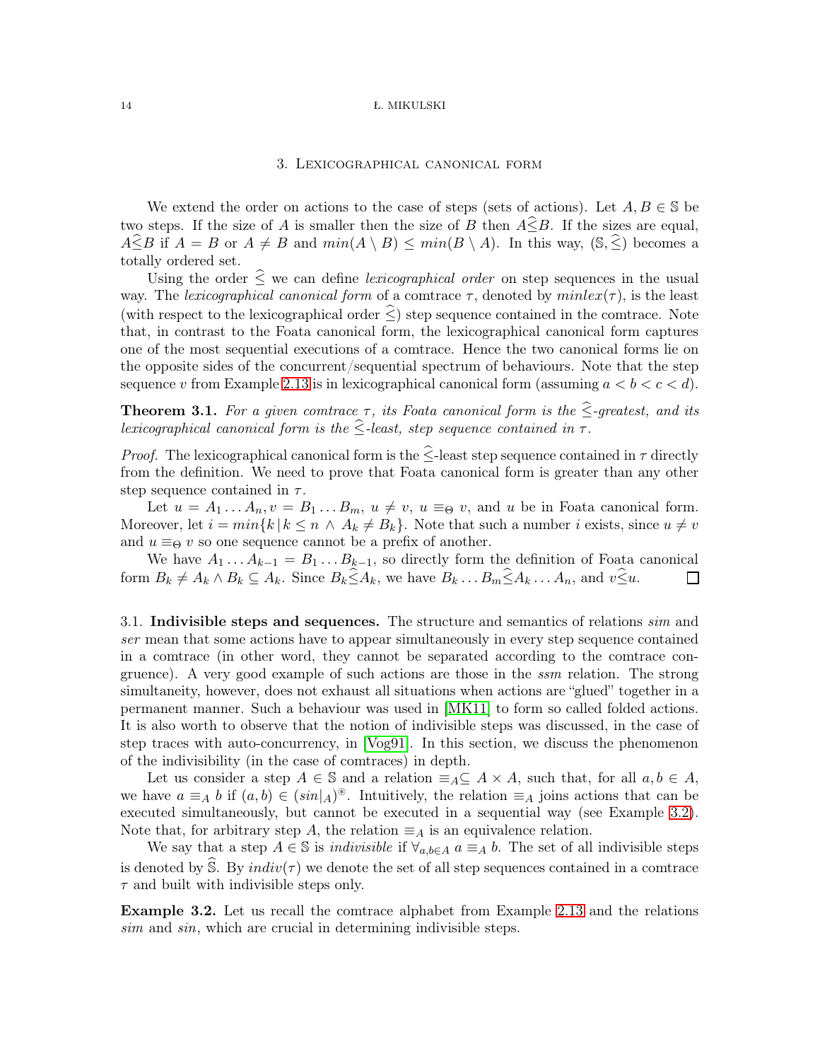## 3. Lexicographical canonical form

We extend the order on actions to the case of steps (sets of actions). Let $A, B \in \mathbb{S}$ be two steps. If the size of $A$ is smaller then the size of $B$ then $A \widehat{\leq} B$. If the sizes are equal, $A \widehat{\leq} B$ if $A = B$ or $A \neq B$ and $min(A \setminus B) \leq min(B \setminus A)$. In this way, $(\mathbb{S}, \widehat{\leq})$ becomes a totally ordered set.

Using the order $\widehat{\leq}$ we can define *lexicographical order* on step sequences in the usual way. The *lexicographical canonical form* of a comtrace $\tau$, denoted by $minlex(\tau)$, is the least (with respect to the lexicographical order $\widehat{\leq}$) step sequence contained in the comtrace. Note that, in contrast to the Foata canonical form, the lexicographical canonical form captures one of the most sequential executions of a comtrace. Hence the two canonical forms lie on the opposite sides of the concurrent/sequential spectrum of behaviours. Note that the step sequence $v$ from Example 2.13 is in lexicographical canonical form (assuming $a < b < c < d$).

**Theorem 3.1.** *For a given comtrace $\tau$, its Foata canonical form is the $\widehat{\leq}$-greatest, and its lexicographical canonical form is the $\widehat{\leq}$-least, step sequence contained in $\tau$.*

*Proof.* The lexicographical canonical form is the $\widehat{\leq}$-least step sequence contained in $\tau$ directly from the definition. We need to prove that Foata canonical form is greater than any other step sequence contained in $\tau$.

Let $u = A_1 \dots A_n, v = B_1 \dots B_m$, $u \neq v$, $u \equiv_\Theta v$, and $u$ be in Foata canonical form. Moreover, let $i = min\{k \mid k \leq n \land A_k \neq B_k\}$. Note that such a number $i$ exists, since $u \neq v$ and $u \equiv_\Theta v$ so one sequence cannot be a prefix of another.

We have $A_1 \dots A_{k-1} = B_1 \dots B_{k-1}$, so directly form the definition of Foata canonical form $B_k \neq A_k \land B_k \subseteq A_k$. Since $B_k \widehat{\leq} A_k$, we have $B_k \dots B_m \widehat{\leq} A_k \dots A_n$, and $v \widehat{\leq} u$. $\square$

### 3.1. Indivisible steps and sequences.

The structure and semantics of relations *sim* and *ser* mean that some actions have to appear simultaneously in every step sequence contained in a comtrace (in other word, they cannot be separated according to the comtrace congruence). A very good example of such actions are those in the *ssm* relation. The strong simultaneity, however, does not exhaust all situations when actions are "glued" together in a permanent manner. Such a behaviour was used in [MK11] to form so called folded actions. It is also worth to observe that the notion of indivisible steps was discussed, in the case of step traces with auto-concurrency, in [Vog91]. In this section, we discuss the phenomenon of the indivisibility (in the case of comtraces) in depth.

Let us consider a step $A \in \mathbb{S}$ and a relation $\equiv_A \subseteq A \times A$, such that, for all $a, b \in A$, we have $a \equiv_A b$ if $(a, b) \in (sin|_A)^{\circledast}$. Intuitively, the relation $\equiv_A$ joins actions that can be executed simultaneously, but cannot be executed in a sequential way (see Example 3.2). Note that, for arbitrary step $A$, the relation $\equiv_A$ is an equivalence relation.

We say that a step $A \in \mathbb{S}$ is *indivisible* if $\forall_{a,b \in A}\ a \equiv_A b$. The set of all indivisible steps is denoted by $\widehat{\mathbb{S}}$. By $indiv(\tau)$ we denote the set of all step sequences contained in a comtrace $\tau$ and built with indivisible steps only.

**Example 3.2.** Let us recall the comtrace alphabet from Example 2.13 and the relations *sim* and *sin*, which are crucial in determining indivisible steps.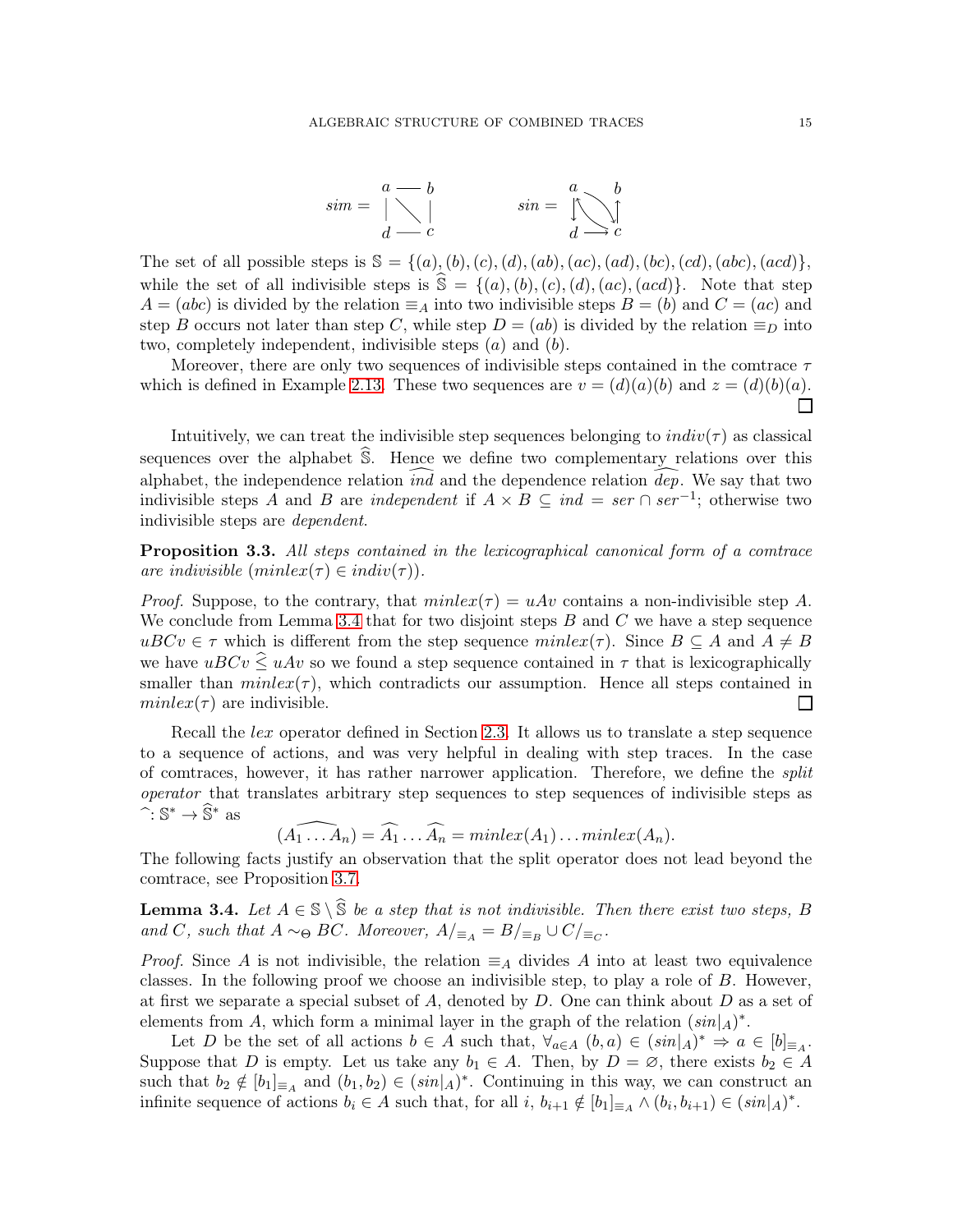$$sim = \begin{array}{ccc} a & — & b \\ | & \diagdown & | \\ d & — & c \end{array} \qquad sin = \begin{array}{ccc} a & & b \\ \updownarrow & \searrow & \downarrow \\ d & \longrightarrow & c \end{array}$$

The set of all possible steps is $\mathbb{S} = \{(a),(b),(c),(d),(ab),(ac),(ad),(bc),(cd),(abc),(acd)\}$, while the set of all indivisible steps is $\widehat{\mathbb{S}} = \{(a),(b),(c),(d),(ac),(acd)\}$. Note that step $A = (abc)$ is divided by the relation $\equiv_A$ into two indivisible steps $B = (b)$ and $C = (ac)$ and step $B$ occurs not later than step $C$, while step $D = (ab)$ is divided by the relation $\equiv_D$ into two, completely independent, indivisible steps $(a)$ and $(b)$.

Moreover, there are only two sequences of indivisible steps contained in the comtrace $\tau$ which is defined in Example 2.13. These two sequences are $v = (d)(a)(b)$ and $z = (d)(b)(a)$. □

Intuitively, we can treat the indivisible step sequences belonging to $indiv(\tau)$ as classical sequences over the alphabet $\widehat{\mathbb{S}}$. Hence we define two complementary relations over this alphabet, the independence relation $\widehat{ind}$ and the dependence relation $\widehat{dep}$. We say that two indivisible steps $A$ and $B$ are *independent* if $A \times B \subseteq ind = ser \cap ser^{-1}$; otherwise two indivisible steps are *dependent*.

**Proposition 3.3.** *All steps contained in the lexicographical canonical form of a comtrace are indivisible ($minlex(\tau) \in indiv(\tau)$).*

*Proof.* Suppose, to the contrary, that $minlex(\tau) = uAv$ contains a non-indivisible step $A$. We conclude from Lemma 3.4 that for two disjoint steps $B$ and $C$ we have a step sequence $uBCv \in \tau$ which is different from the step sequence $minlex(\tau)$. Since $B \subseteq A$ and $A \neq B$ we have $uBCv \lneqq uAv$ so we found a step sequence contained in $\tau$ that is lexicographically smaller than $minlex(\tau)$, which contradicts our assumption. Hence all steps contained in $minlex(\tau)$ are indivisible. □

Recall the *lex* operator defined in Section 2.3. It allows us to translate a step sequence to a sequence of actions, and was very helpful in dealing with step traces. In the case of comtraces, however, it has rather narrower application. Therefore, we define the *split operator* that translates arbitrary step sequences to step sequences of indivisible steps as $\widehat{\ }: \mathbb{S}^* \to \widehat{\mathbb{S}}^*$ as

$$(\widehat{A_1 \dots A_n}) = \widehat{A_1} \dots \widehat{A_n} = minlex(A_1) \dots minlex(A_n).$$

The following facts justify an observation that the split operator does not lead beyond the comtrace, see Proposition 3.7.

**Lemma 3.4.** *Let $A \in \mathbb{S} \setminus \widehat{\mathbb{S}}$ be a step that is not indivisible. Then there exist two steps, $B$ and $C$, such that $A \sim_\Theta BC$. Moreover, $A/_{\equiv_A} = B/_{\equiv_B} \cup C/_{\equiv_C}$.*

*Proof.* Since $A$ is not indivisible, the relation $\equiv_A$ divides $A$ into at least two equivalence classes. In the following proof we choose an indivisible step, to play a role of $B$. However, at first we separate a special subset of $A$, denoted by $D$. One can think about $D$ as a set of elements from $A$, which form a minimal layer in the graph of the relation $(sin|_A)^*$.

Let $D$ be the set of all actions $b \in A$ such that, $\forall_{a \in A}\ (b,a) \in (sin|_A)^* \Rightarrow a \in [b]_{\equiv_A}$. Suppose that $D$ is empty. Let us take any $b_1 \in A$. Then, by $D = \varnothing$, there exists $b_2 \in A$ such that $b_2 \notin [b_1]_{\equiv_A}$ and $(b_1,b_2) \in (sin|_A)^*$. Continuing in this way, we can construct an infinite sequence of actions $b_i \in A$ such that, for all $i$, $b_{i+1} \notin [b_1]_{\equiv_A} \wedge (b_i, b_{i+1}) \in (sin|_A)^*$.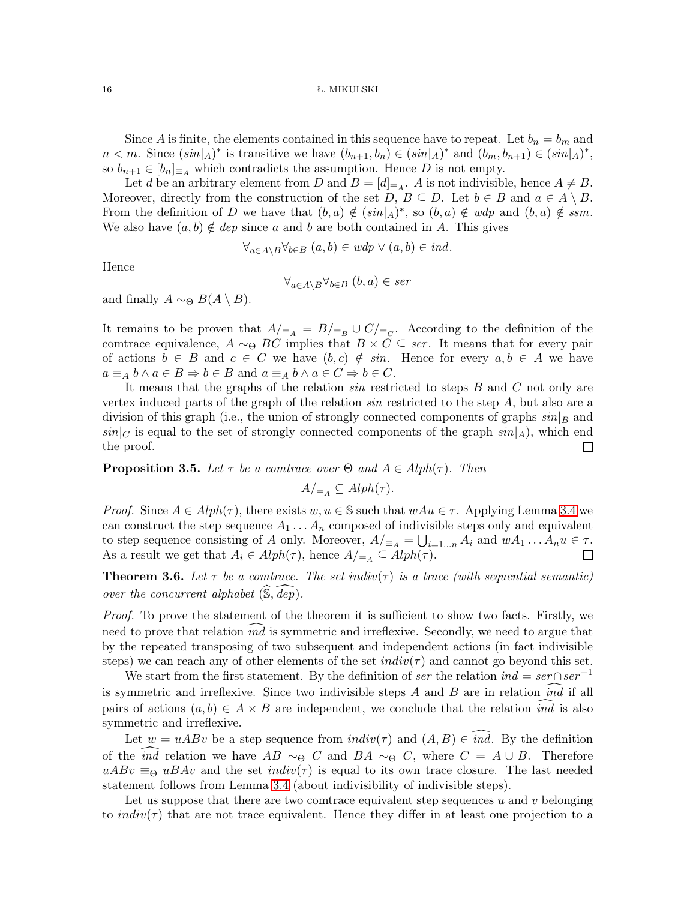Since $A$ is finite, the elements contained in this sequence have to repeat. Let $b_n = b_m$ and $n < m$. Since $(sin|_A)^*$ is transitive we have $(b_{n+1}, b_n) \in (sin|_A)^*$ and $(b_m, b_{n+1}) \in (sin|_A)^*$, so $b_{n+1} \in [b_n]_{\equiv_A}$ which contradicts the assumption. Hence $D$ is not empty.

Let $d$ be an arbitrary element from $D$ and $B = [d]_{\equiv_A}$. $A$ is not indivisible, hence $A \neq B$. Moreover, directly from the construction of the set $D$, $B \subseteq D$. Let $b \in B$ and $a \in A \setminus B$. From the definition of $D$ we have that $(b, a) \notin (sin|_A)^*$, so $(b, a) \notin wdp$ and $(b, a) \notin ssm$. We also have $(a, b) \notin dep$ since $a$ and $b$ are both contained in $A$. This gives

$$\forall_{a \in A \setminus B} \forall_{b \in B} \; (a, b) \in wdp \lor (a, b) \in ind.$$

Hence

$$\forall_{a \in A \setminus B} \forall_{b \in B} \; (b, a) \in ser$$

and finally $A \sim_\Theta B(A \setminus B)$.

It remains to be proven that $A/_{\equiv_A} = B/_{\equiv_B} \cup C/_{\equiv_C}$. According to the definition of the comtrace equivalence, $A \sim_\Theta BC$ implies that $B \times C \subseteq ser$. It means that for every pair of actions $b \in B$ and $c \in C$ we have $(b, c) \notin sin$. Hence for every $a, b \in A$ we have $a \equiv_A b \land a \in B \Rightarrow b \in B$ and $a \equiv_A b \land a \in C \Rightarrow b \in C$.

It means that the graphs of the relation $sin$ restricted to steps $B$ and $C$ not only are vertex induced parts of the graph of the relation $sin$ restricted to the step $A$, but also are a division of this graph (i.e., the union of strongly connected components of graphs $sin|_B$ and $sin|_C$ is equal to the set of strongly connected components of the graph $sin|_A$), which end the proof. □

**Proposition 3.5.** *Let $\tau$ be a comtrace over $\Theta$ and $A \in Alph(\tau)$. Then*

$$A/_{\equiv_A} \subseteq Alph(\tau).$$

*Proof.* Since $A \in Alph(\tau)$, there exists $w, u \in \mathbb{S}$ such that $wAu \in \tau$. Applying Lemma 3.4 we can construct the step sequence $A_1 \dots A_n$ composed of indivisible steps only and equivalent to step sequence consisting of $A$ only. Moreover, $A/_{\equiv_A} = \bigcup_{i=1\dots n} A_i$ and $wA_1 \dots A_n u \in \tau$. As a result we get that $A_i \in Alph(\tau)$, hence $A/_{\equiv_A} \subseteq Alph(\tau)$. □

**Theorem 3.6.** *Let $\tau$ be a comtrace. The set $indiv(\tau)$ is a trace (with sequential semantic) over the concurrent alphabet $(\widehat{\mathbb{S}}, \widehat{dep})$.*

*Proof.* To prove the statement of the theorem it is sufficient to show two facts. Firstly, we need to prove that relation $\widehat{ind}$ is symmetric and irreflexive. Secondly, we need to argue that by the repeated transposing of two subsequent and independent actions (in fact indivisible steps) we can reach any of other elements of the set $indiv(\tau)$ and cannot go beyond this set.

We start from the first statement. By the definition of $ser$ the relation $ind = ser \cap ser^{-1}$ is symmetric and irreflexive. Since two indivisible steps $A$ and $B$ are in relation $\widehat{ind}$ if all pairs of actions $(a, b) \in A \times B$ are independent, we conclude that the relation $\widehat{ind}$ is also symmetric and irreflexive.

Let $w = uABv$ be a step sequence from $indiv(\tau)$ and $(A, B) \in \widehat{ind}$. By the definition of the $\widehat{ind}$ relation we have $AB \sim_\Theta C$ and $BA \sim_\Theta C$, where $C = A \cup B$. Therefore $uABv \equiv_\Theta uBAv$ and the set $indiv(\tau)$ is equal to its own trace closure. The last needed statement follows from Lemma 3.4 (about indivisibility of indivisible steps).

Let us suppose that there are two comtrace equivalent step sequences $u$ and $v$ belonging to $indiv(\tau)$ that are not trace equivalent. Hence they differ in at least one projection to a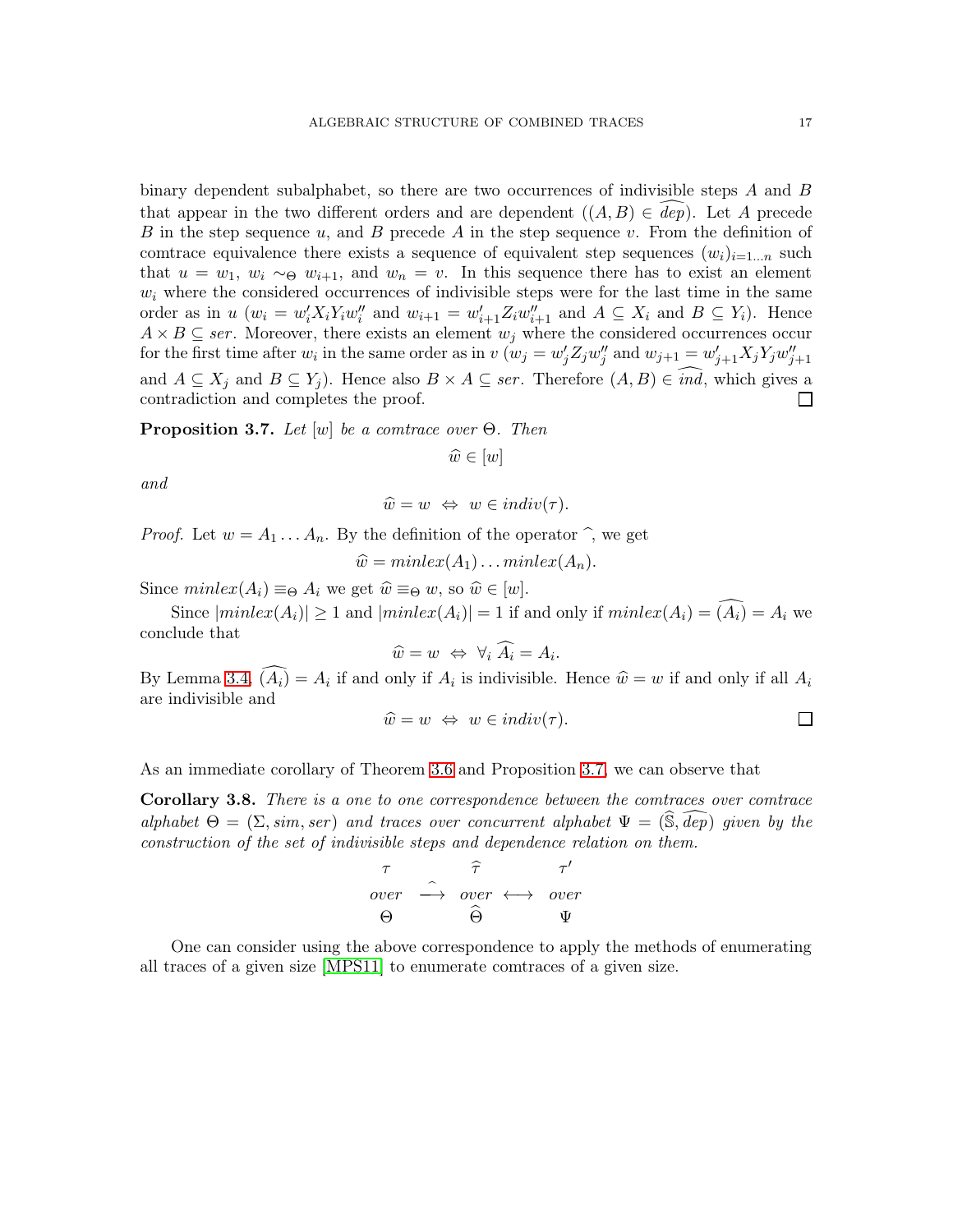binary dependent subalphabet, so there are two occurrences of indivisible steps $A$ and $B$ that appear in the two different orders and are dependent ($(A, B) \in \widehat{dep}$). Let $A$ precede $B$ in the step sequence $u$, and $B$ precede $A$ in the step sequence $v$. From the definition of comtrace equivalence there exists a sequence of equivalent step sequences $(w_i)_{i=1...n}$ such that $u = w_1$, $w_i \sim_\Theta w_{i+1}$, and $w_n = v$. In this sequence there has to exist an element $w_i$ where the considered occurrences of indivisible steps were for the last time in the same order as in $u$ ($w_i = w_i' X_i Y_i w_i''$ and $w_{i+1} = w_{i+1}' Z_i w_{i+1}''$ and $A \subseteq X_i$ and $B \subseteq Y_i$). Hence $A \times B \subseteq ser$. Moreover, there exists an element $w_j$ where the considered occurrences occur for the first time after $w_i$ in the same order as in $v$ ($w_j = w_j' Z_j w_j''$ and $w_{j+1} = w_{j+1}' X_j Y_j w_{j+1}''$ and $A \subseteq X_j$ and $B \subseteq Y_j$). Hence also $B \times A \subseteq ser$. Therefore $(A, B) \in \widehat{ind}$, which gives a contradiction and completes the proof. $\square$

**Proposition 3.7.** *Let $[w]$ be a comtrace over $\Theta$. Then*

$$\widehat{w} \in [w]$$

*and*

$$\widehat{w} = w \;\Leftrightarrow\; w \in indiv(\tau).$$

*Proof.* Let $w = A_1 \ldots A_n$. By the definition of the operator $\widehat{\ }$, we get

$$\widehat{w} = minlex(A_1) \ldots minlex(A_n).$$

Since $minlex(A_i) \equiv_\Theta A_i$ we get $\widehat{w} \equiv_\Theta w$, so $\widehat{w} \in [w]$.

Since $|minlex(A_i)| \geq 1$ and $|minlex(A_i)| = 1$ if and only if $minlex(A_i) = \widehat{(A_i)} = A_i$ we conclude that

$$\widehat{w} = w \;\Leftrightarrow\; \forall_i \, \widehat{A_i} = A_i.$$

By Lemma 3.4, $\widehat{(A_i)} = A_i$ if and only if $A_i$ is indivisible. Hence $\widehat{w} = w$ if and only if all $A_i$ are indivisible and

$$\widehat{w} = w \;\Leftrightarrow\; w \in indiv(\tau).$$

$\square$

As an immediate corollary of Theorem 3.6 and Proposition 3.7, we can observe that

**Corollary 3.8.** *There is a one to one correspondence between the comtraces over comtrace alphabet $\Theta = (\Sigma, sim, ser)$ and traces over concurrent alphabet $\Psi = (\widehat{\mathbb{S}}, \widehat{dep})$ given by the construction of the set of indivisible steps and dependence relation on them.*

$$\begin{array}{ccccc} \tau & & \widehat{\tau} & & \tau' \\ over & \stackrel{\widehat{\ }}{\longrightarrow} & over & \longleftrightarrow & over \\ \Theta & & \widehat{\Theta} & & \Psi \end{array}$$

One can consider using the above correspondence to apply the methods of enumerating all traces of a given size [MPS11] to enumerate comtraces of a given size.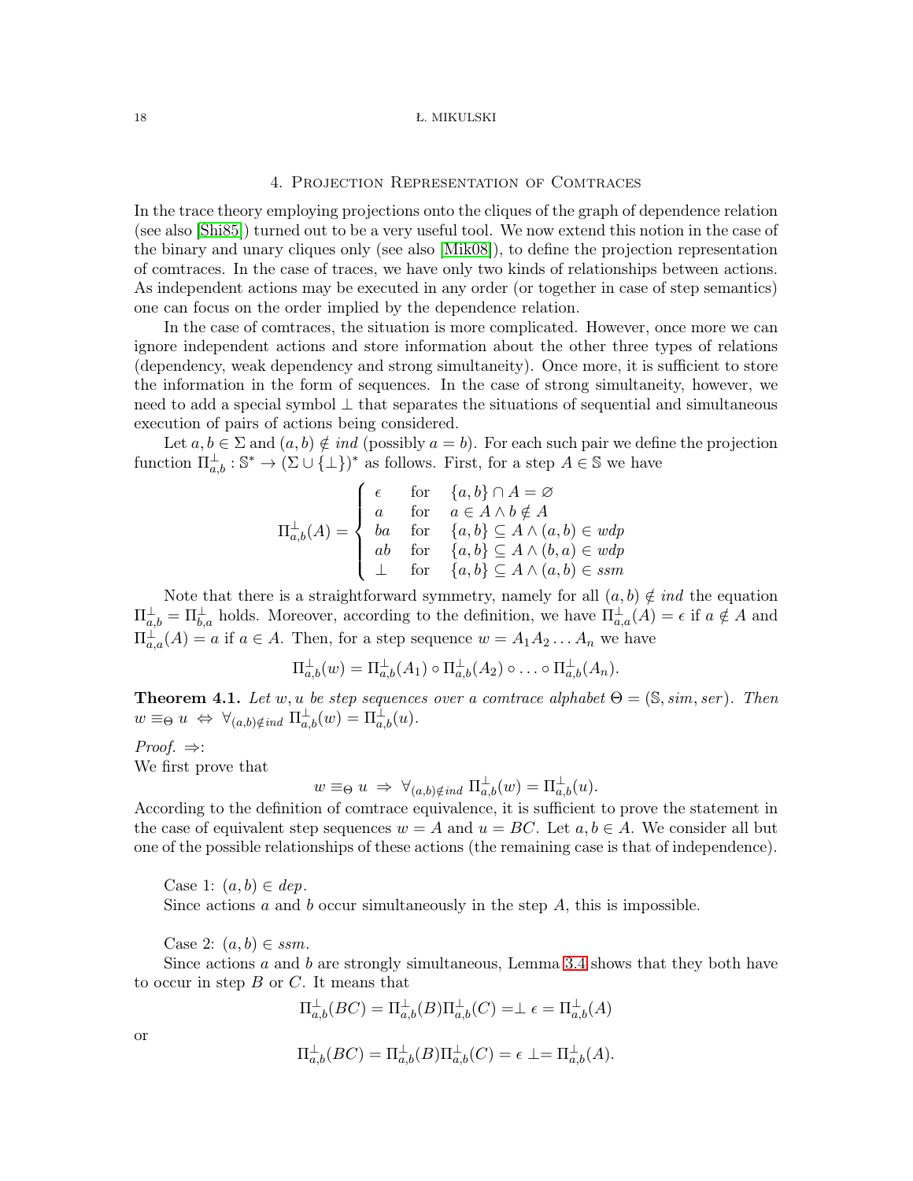## 4. Projection Representation of Comtraces

In the trace theory employing projections onto the cliques of the graph of dependence relation (see also [Shi85]) turned out to be a very useful tool. We now extend this notion in the case of the binary and unary cliques only (see also [Mik08]), to define the projection representation of comtraces. In the case of traces, we have only two kinds of relationships between actions. As independent actions may be executed in any order (or together in case of step semantics) one can focus on the order implied by the dependence relation.

In the case of comtraces, the situation is more complicated. However, once more we can ignore independent actions and store information about the other three types of relations (dependency, weak dependency and strong simultaneity). Once more, it is sufficient to store the information in the form of sequences. In the case of strong simultaneity, however, we need to add a special symbol $\perp$ that separates the situations of sequential and simultaneous execution of pairs of actions being considered.

Let $a, b \in \Sigma$ and $(a, b) \notin ind$ (possibly $a = b$). For each such pair we define the projection function $\Pi^{\perp}_{a,b} : \mathbb{S}^* \to (\Sigma \cup \{\perp\})^*$ as follows. First, for a step $A \in \mathbb{S}$ we have

$$\Pi^{\perp}_{a,b}(A) = \begin{cases} \epsilon & \text{for} \quad \{a, b\} \cap A = \varnothing \\ a & \text{for} \quad a \in A \wedge b \notin A \\ ba & \text{for} \quad \{a, b\} \subseteq A \wedge (a, b) \in wdp \\ ab & \text{for} \quad \{a, b\} \subseteq A \wedge (b, a) \in wdp \\ \perp & \text{for} \quad \{a, b\} \subseteq A \wedge (a, b) \in ssm \end{cases}$$

Note that there is a straightforward symmetry, namely for all $(a, b) \notin ind$ the equation $\Pi^{\perp}_{a,b} = \Pi^{\perp}_{b,a}$ holds. Moreover, according to the definition, we have $\Pi^{\perp}_{a,a}(A) = \epsilon$ if $a \notin A$ and $\Pi^{\perp}_{a,a}(A) = a$ if $a \in A$. Then, for a step sequence $w = A_1 A_2 \dots A_n$ we have

$$\Pi^{\perp}_{a,b}(w) = \Pi^{\perp}_{a,b}(A_1) \circ \Pi^{\perp}_{a,b}(A_2) \circ \dots \circ \Pi^{\perp}_{a,b}(A_n).$$

**Theorem 4.1.** *Let $w, u$ be step sequences over a comtrace alphabet $\Theta = (\mathbb{S}, sim, ser)$. Then $w \equiv_\Theta u \Leftrightarrow \forall_{(a,b) \notin ind} \, \Pi^{\perp}_{a,b}(w) = \Pi^{\perp}_{a,b}(u)$.*

*Proof.* $\Rightarrow$:
We first prove that

$$w \equiv_\Theta u \Rightarrow \forall_{(a,b) \notin ind} \, \Pi^{\perp}_{a,b}(w) = \Pi^{\perp}_{a,b}(u).$$

According to the definition of comtrace equivalence, it is sufficient to prove the statement in the case of equivalent step sequences $w = A$ and $u = BC$. Let $a, b \in A$. We consider all but one of the possible relationships of these actions (the remaining case is that of independence).

Case 1: $(a, b) \in dep$.
Since actions $a$ and $b$ occur simultaneously in the step $A$, this is impossible.

Case 2: $(a, b) \in ssm$.
Since actions $a$ and $b$ are strongly simultaneous, Lemma 3.4 shows that they both have to occur in step $B$ or $C$. It means that

$$\Pi^{\perp}_{a,b}(BC) = \Pi^{\perp}_{a,b}(B)\Pi^{\perp}_{a,b}(C) = \perp \epsilon = \Pi^{\perp}_{a,b}(A)$$

or

$$\Pi^{\perp}_{a,b}(BC) = \Pi^{\perp}_{a,b}(B)\Pi^{\perp}_{a,b}(C) = \epsilon \perp = \Pi^{\perp}_{a,b}(A).$$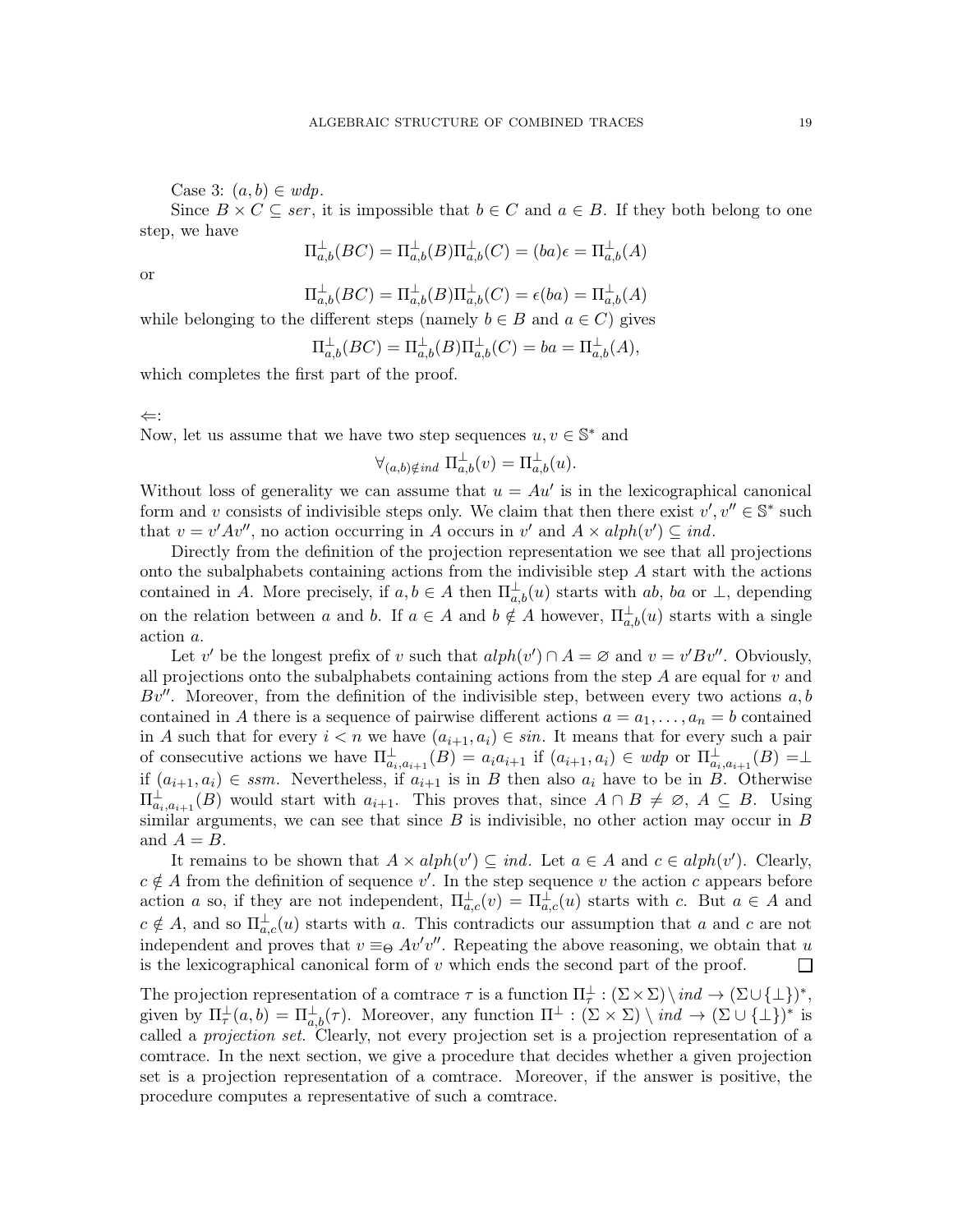Case 3: $(a,b) \in wdp$.

Since $B \times C \subseteq ser$, it is impossible that $b \in C$ and $a \in B$. If they both belong to one step, we have

$$\Pi^{\perp}_{a,b}(BC) = \Pi^{\perp}_{a,b}(B)\Pi^{\perp}_{a,b}(C) = (ba)\epsilon = \Pi^{\perp}_{a,b}(A)$$

or

$$\Pi^{\perp}_{a,b}(BC) = \Pi^{\perp}_{a,b}(B)\Pi^{\perp}_{a,b}(C) = \epsilon(ba) = \Pi^{\perp}_{a,b}(A)$$

while belonging to the different steps (namely $b \in B$ and $a \in C$) gives

$$\Pi^{\perp}_{a,b}(BC) = \Pi^{\perp}_{a,b}(B)\Pi^{\perp}_{a,b}(C) = ba = \Pi^{\perp}_{a,b}(A),$$

which completes the first part of the proof.

$\Leftarrow$:

Now, let us assume that we have two step sequences $u, v \in \mathbb{S}^*$ and

$$\forall_{(a,b)\notin ind}\ \Pi^{\perp}_{a,b}(v) = \Pi^{\perp}_{a,b}(u).$$

Without loss of generality we can assume that $u = Au'$ is in the lexicographical canonical form and $v$ consists of indivisible steps only. We claim that then there exist $v', v'' \in \mathbb{S}^*$ such that $v = v'Av''$, no action occurring in $A$ occurs in $v'$ and $A \times alph(v') \subseteq ind$.

Directly from the definition of the projection representation we see that all projections onto the subalphabets containing actions from the indivisible step $A$ start with the actions contained in $A$. More precisely, if $a, b \in A$ then $\Pi^{\perp}_{a,b}(u)$ starts with $ab$, $ba$ or $\perp$, depending on the relation between $a$ and $b$. If $a \in A$ and $b \notin A$ however, $\Pi^{\perp}_{a,b}(u)$ starts with a single action $a$.

Let $v'$ be the longest prefix of $v$ such that $alph(v') \cap A = \varnothing$ and $v = v'Bv''$. Obviously, all projections onto the subalphabets containing actions from the step $A$ are equal for $v$ and $Bv''$. Moreover, from the definition of the indivisible step, between every two actions $a, b$ contained in $A$ there is a sequence of pairwise different actions $a = a_1, \ldots, a_n = b$ contained in $A$ such that for every $i < n$ we have $(a_{i+1}, a_i) \in sin$. It means that for every such a pair of consecutive actions we have $\Pi^{\perp}_{a_i,a_{i+1}}(B) = a_i a_{i+1}$ if $(a_{i+1}, a_i) \in wdp$ or $\Pi^{\perp}_{a_i,a_{i+1}}(B) = \perp$ if $(a_{i+1}, a_i) \in ssm$. Nevertheless, if $a_{i+1}$ is in $B$ then also $a_i$ have to be in $B$. Otherwise $\Pi^{\perp}_{a_i,a_{i+1}}(B)$ would start with $a_{i+1}$. This proves that, since $A \cap B \neq \varnothing$, $A \subseteq B$. Using similar arguments, we can see that since $B$ is indivisible, no other action may occur in $B$ and $A = B$.

It remains to be shown that $A \times alph(v') \subseteq ind$. Let $a \in A$ and $c \in alph(v')$. Clearly, $c \notin A$ from the definition of sequence $v'$. In the step sequence $v$ the action $c$ appears before action $a$ so, if they are not independent, $\Pi^{\perp}_{a,c}(v) = \Pi^{\perp}_{a,c}(u)$ starts with $c$. But $a \in A$ and $c \notin A$, and so $\Pi^{\perp}_{a,c}(u)$ starts with $a$. This contradicts our assumption that $a$ and $c$ are not independent and proves that $v \equiv_{\Theta} Av'v''$. Repeating the above reasoning, we obtain that $u$ is the lexicographical canonical form of $v$ which ends the second part of the proof. $\square$

The projection representation of a comtrace $\tau$ is a function $\Pi^{\perp}_{\tau} : (\Sigma \times \Sigma) \setminus ind \to (\Sigma \cup \{\perp\})^*$, given by $\Pi^{\perp}_{\tau}(a,b) = \Pi^{\perp}_{a,b}(\tau)$. Moreover, any function $\Pi^{\perp} : (\Sigma \times \Sigma) \setminus ind \to (\Sigma \cup \{\perp\})^*$ is called a *projection set*. Clearly, not every projection set is a projection representation of a comtrace. In the next section, we give a procedure that decides whether a given projection set is a projection representation of a comtrace. Moreover, if the answer is positive, the procedure computes a representative of such a comtrace.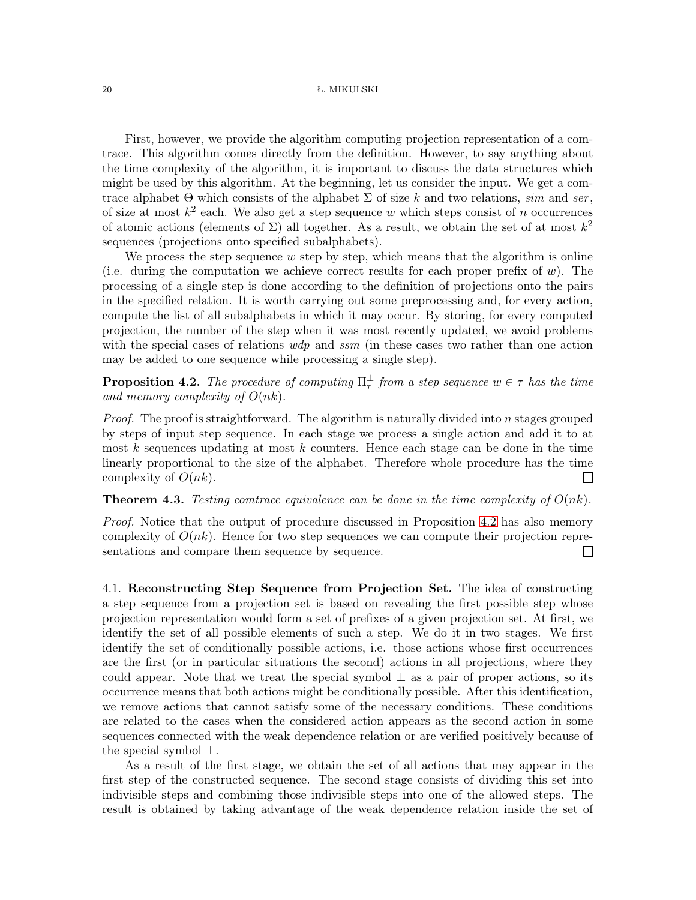First, however, we provide the algorithm computing projection representation of a comtrace. This algorithm comes directly from the definition. However, to say anything about the time complexity of the algorithm, it is important to discuss the data structures which might be used by this algorithm. At the beginning, let us consider the input. We get a comtrace alphabet $\Theta$ which consists of the alphabet $\Sigma$ of size $k$ and two relations, *sim* and *ser*, of size at most $k^2$ each. We also get a step sequence $w$ which steps consist of $n$ occurrences of atomic actions (elements of $\Sigma$) all together. As a result, we obtain the set of at most $k^2$ sequences (projections onto specified subalphabets).

We process the step sequence $w$ step by step, which means that the algorithm is online (i.e. during the computation we achieve correct results for each proper prefix of $w$). The processing of a single step is done according to the definition of projections onto the pairs in the specified relation. It is worth carrying out some preprocessing and, for every action, compute the list of all subalphabets in which it may occur. By storing, for every computed projection, the number of the step when it was most recently updated, we avoid problems with the special cases of relations *wdp* and *ssm* (in these cases two rather than one action may be added to one sequence while processing a single step).

**Proposition 4.2.** *The procedure of computing $\Pi^{\perp}_{\tau}$ from a step sequence $w \in \tau$ has the time and memory complexity of $O(nk)$.*

*Proof.* The proof is straightforward. The algorithm is naturally divided into $n$ stages grouped by steps of input step sequence. In each stage we process a single action and add it to at most $k$ sequences updating at most $k$ counters. Hence each stage can be done in the time linearly proportional to the size of the alphabet. Therefore whole procedure has the time complexity of $O(nk)$. □

**Theorem 4.3.** *Testing comtrace equivalence can be done in the time complexity of $O(nk)$.*

*Proof.* Notice that the output of procedure discussed in Proposition 4.2 has also memory complexity of $O(nk)$. Hence for two step sequences we can compute their projection representations and compare them sequence by sequence. □

4.1. **Reconstructing Step Sequence from Projection Set.** The idea of constructing a step sequence from a projection set is based on revealing the first possible step whose projection representation would form a set of prefixes of a given projection set. At first, we identify the set of all possible elements of such a step. We do it in two stages. We first identify the set of conditionally possible actions, i.e. those actions whose first occurrences are the first (or in particular situations the second) actions in all projections, where they could appear. Note that we treat the special symbol $\perp$ as a pair of proper actions, so its occurrence means that both actions might be conditionally possible. After this identification, we remove actions that cannot satisfy some of the necessary conditions. These conditions are related to the cases when the considered action appears as the second action in some sequences connected with the weak dependence relation or are verified positively because of the special symbol $\perp$.

As a result of the first stage, we obtain the set of all actions that may appear in the first step of the constructed sequence. The second stage consists of dividing this set into indivisible steps and combining those indivisible steps into one of the allowed steps. The result is obtained by taking advantage of the weak dependence relation inside the set of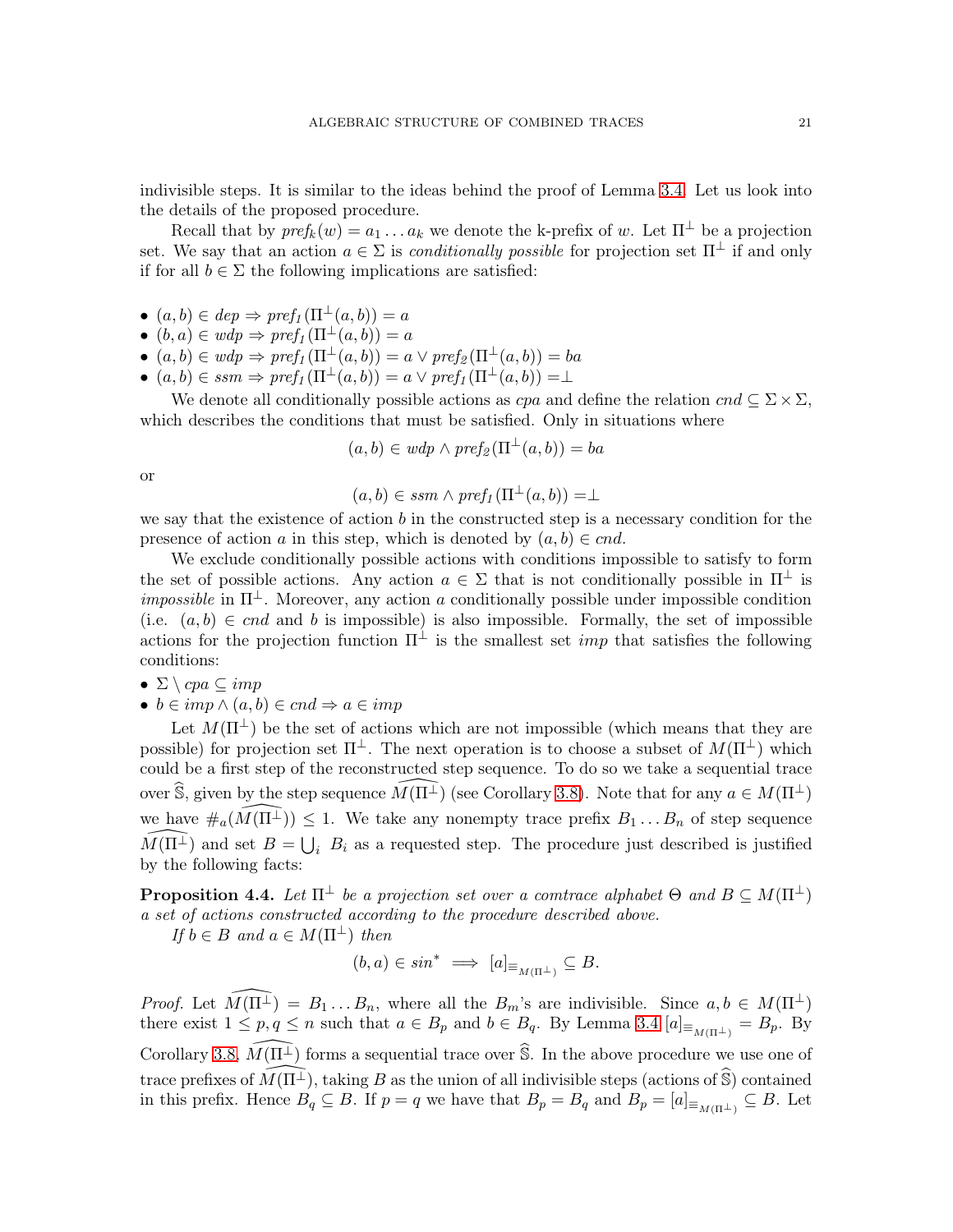indivisible steps. It is similar to the ideas behind the proof of Lemma 3.4. Let us look into the details of the proposed procedure.

Recall that by $\mathit{pref}_k(w) = a_1 \dots a_k$ we denote the k-prefix of $w$. Let $\Pi^\perp$ be a projection set. We say that an action $a \in \Sigma$ is *conditionally possible* for projection set $\Pi^\perp$ if and only if for all $b \in \Sigma$ the following implications are satisfied:

- $(a, b) \in \mathit{dep} \Rightarrow \mathit{pref}_1(\Pi^\perp(a, b)) = a$
- $(b, a) \in \mathit{wdp} \Rightarrow \mathit{pref}_1(\Pi^\perp(a, b)) = a$
- $(a, b) \in \mathit{wdp} \Rightarrow \mathit{pref}_1(\Pi^\perp(a, b)) = a \vee \mathit{pref}_2(\Pi^\perp(a, b)) = ba$
- $(a, b) \in \mathit{ssm} \Rightarrow \mathit{pref}_1(\Pi^\perp(a, b)) = a \vee \mathit{pref}_1(\Pi^\perp(a, b)) = \perp$

We denote all conditionally possible actions as $\mathit{cpa}$ and define the relation $\mathit{cnd} \subseteq \Sigma \times \Sigma$, which describes the conditions that must be satisfied. Only in situations where

$$(a, b) \in \mathit{wdp} \wedge \mathit{pref}_2(\Pi^\perp(a, b)) = ba$$

or

$$(a, b) \in \mathit{ssm} \wedge \mathit{pref}_1(\Pi^\perp(a, b)) = \perp$$

we say that the existence of action $b$ in the constructed step is a necessary condition for the presence of action $a$ in this step, which is denoted by $(a, b) \in \mathit{cnd}$.

We exclude conditionally possible actions with conditions impossible to satisfy to form the set of possible actions. Any action $a \in \Sigma$ that is not conditionally possible in $\Pi^\perp$ is *impossible* in $\Pi^\perp$. Moreover, any action $a$ conditionally possible under impossible condition (i.e. $(a, b) \in \mathit{cnd}$ and $b$ is impossible) is also impossible. Formally, the set of impossible actions for the projection function $\Pi^\perp$ is the smallest set $\mathit{imp}$ that satisfies the following conditions:

- $\Sigma \setminus \mathit{cpa} \subseteq \mathit{imp}$
- $b \in \mathit{imp} \wedge (a, b) \in \mathit{cnd} \Rightarrow a \in \mathit{imp}$

Let $M(\Pi^\perp)$ be the set of actions which are not impossible (which means that they are possible) for projection set $\Pi^\perp$. The next operation is to choose a subset of $M(\Pi^\perp)$ which could be a first step of the reconstructed step sequence. To do so we take a sequential trace over $\widehat{\mathbb{S}}$, given by the step sequence $\widehat{M(\Pi^\perp)}$ (see Corollary 3.8). Note that for any $a \in M(\Pi^\perp)$ we have $\#_a(\widehat{M(\Pi^\perp)}) \leq 1$. We take any nonempty trace prefix $B_1 \dots B_n$ of step sequence $\widehat{M(\Pi^\perp)}$ and set $B = \bigcup_i B_i$ as a requested step. The procedure just described is justified by the following facts:

**Proposition 4.4.** *Let $\Pi^\perp$ be a projection set over a comtrace alphabet $\Theta$ and $B \subseteq M(\Pi^\perp)$ a set of actions constructed according to the procedure described above.*

*If $b \in B$ and $a \in M(\Pi^\perp)$ then*

$$(b, a) \in \mathit{sin}^* \implies [a]_{\equiv_{M(\Pi^\perp)}} \subseteq B.$$

*Proof.* Let $\widehat{M(\Pi^\perp)} = B_1 \dots B_n$, where all the $B_m$'s are indivisible. Since $a, b \in M(\Pi^\perp)$ there exist $1 \leq p, q \leq n$ such that $a \in B_p$ and $b \in B_q$. By Lemma 3.4 $[a]_{\equiv_{M(\Pi^\perp)}} = B_p$. By Corollary 3.8, $\widehat{M(\Pi^\perp)}$ forms a sequential trace over $\widehat{\mathbb{S}}$. In the above procedure we use one of trace prefixes of $\widehat{M(\Pi^\perp)}$, taking $B$ as the union of all indivisible steps (actions of $\widehat{\mathbb{S}}$) contained in this prefix. Hence $B_q \subseteq B$. If $p = q$ we have that $B_p = B_q$ and $B_p = [a]_{\equiv_{M(\Pi^\perp)}} \subseteq B$. Let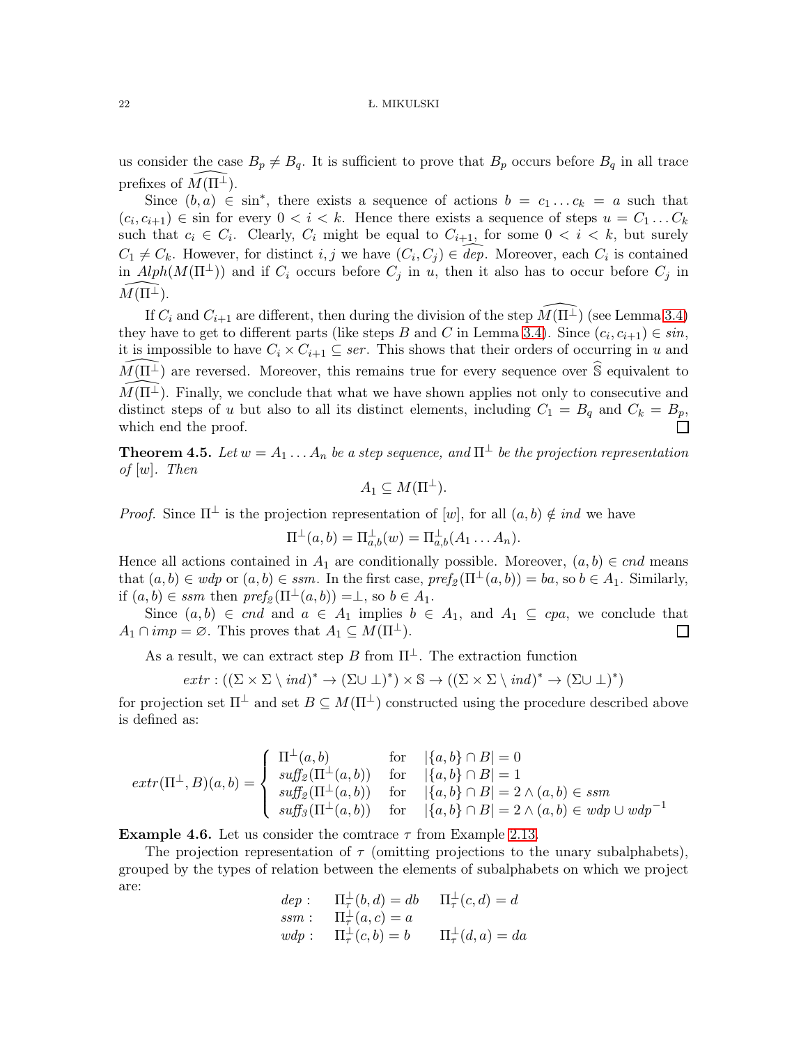us consider the case $B_p \neq B_q$. It is sufficient to prove that $B_p$ occurs before $B_q$ in all trace prefixes of $\widehat{M(\Pi^{\perp})}$.

Since $(b,a) \in \text{sin}^*$, there exists a sequence of actions $b = c_1 \dots c_k = a$ such that $(c_i, c_{i+1}) \in \text{sin}$ for every $0 < i < k$. Hence there exists a sequence of steps $u = C_1 \dots C_k$ such that $c_i \in C_i$. Clearly, $C_i$ might be equal to $C_{i+1}$, for some $0 < i < k$, but surely $C_1 \neq C_k$. However, for distinct $i, j$ we have $(C_i, C_j) \in \widehat{dep}$. Moreover, each $C_i$ is contained in $Alph(M(\Pi^{\perp}))$ and if $C_i$ occurs before $C_j$ in $u$, then it also has to occur before $C_j$ in $\widehat{M(\Pi^{\perp})}$.

If $C_i$ and $C_{i+1}$ are different, then during the division of the step $\widehat{M(\Pi^{\perp})}$ (see Lemma 3.4) they have to get to different parts (like steps $B$ and $C$ in Lemma 3.4). Since $(c_i, c_{i+1}) \in sin$, it is impossible to have $C_i \times C_{i+1} \subseteq ser$. This shows that their orders of occurring in $u$ and $\widehat{M(\Pi^{\perp})}$ are reversed. Moreover, this remains true for every sequence over $\widehat{\mathbb{S}}$ equivalent to $\widehat{M(\Pi^{\perp})}$. Finally, we conclude that what we have shown applies not only to consecutive and distinct steps of $u$ but also to all its distinct elements, including $C_1 = B_q$ and $C_k = B_p$, which end the proof. $\square$

**Theorem 4.5.** *Let $w = A_1 \dots A_n$ be a step sequence, and $\Pi^{\perp}$ be the projection representation of $[w]$. Then*

$$A_1 \subseteq M(\Pi^{\perp}).$$

*Proof.* Since $\Pi^{\perp}$ is the projection representation of $[w]$, for all $(a,b) \notin ind$ we have

$$\Pi^{\perp}(a,b) = \Pi^{\perp}_{a,b}(w) = \Pi^{\perp}_{a,b}(A_1 \dots A_n).$$

Hence all actions contained in $A_1$ are conditionally possible. Moreover, $(a,b) \in cnd$ means that $(a,b) \in wdp$ or $(a,b) \in ssm$. In the first case, $\mathit{pref}_2(\Pi^{\perp}(a,b)) = ba$, so $b \in A_1$. Similarly, if $(a,b) \in ssm$ then $\mathit{pref}_2(\Pi^{\perp}(a,b)) = \perp$, so $b \in A_1$.

Since $(a,b) \in cnd$ and $a \in A_1$ implies $b \in A_1$, and $A_1 \subseteq cpa$, we conclude that $A_1 \cap imp = \varnothing$. This proves that $A_1 \subseteq M(\Pi^{\perp})$. $\square$

As a result, we can extract step $B$ from $\Pi^{\perp}$. The extraction function

$$extr : ((\Sigma \times \Sigma \setminus ind)^* \to (\Sigma \cup \perp)^*) \times \mathbb{S} \to ((\Sigma \times \Sigma \setminus ind)^* \to (\Sigma \cup \perp)^*)$$

for projection set $\Pi^{\perp}$ and set $B \subseteq M(\Pi^{\perp})$ constructed using the procedure described above is defined as:

$$extr(\Pi^{\perp}, B)(a,b) = \begin{cases} \Pi^{\perp}(a,b) & \text{for} \quad |\{a,b\} \cap B| = 0 \\ \mathit{suff}_2(\Pi^{\perp}(a,b)) & \text{for} \quad |\{a,b\} \cap B| = 1 \\ \mathit{suff}_2(\Pi^{\perp}(a,b)) & \text{for} \quad |\{a,b\} \cap B| = 2 \wedge (a,b) \in ssm \\ \mathit{suff}_3(\Pi^{\perp}(a,b)) & \text{for} \quad |\{a,b\} \cap B| = 2 \wedge (a,b) \in wdp \cup wdp^{-1} \end{cases}$$

**Example 4.6.** Let us consider the comtrace $\tau$ from Example 2.13.

The projection representation of $\tau$ (omitting projections to the unary subalphabets), grouped by the types of relation between the elements of subalphabets on which we project are:

$$\begin{array}{lll} dep: & \Pi^{\perp}_{\tau}(b,d) = db & \Pi^{\perp}_{\tau}(c,d) = d \\ ssm: & \Pi^{\perp}_{\tau}(a,c) = a & \\ wdp: & \Pi^{\perp}_{\tau}(c,b) = b & \Pi^{\perp}_{\tau}(d,a) = da \end{array}$$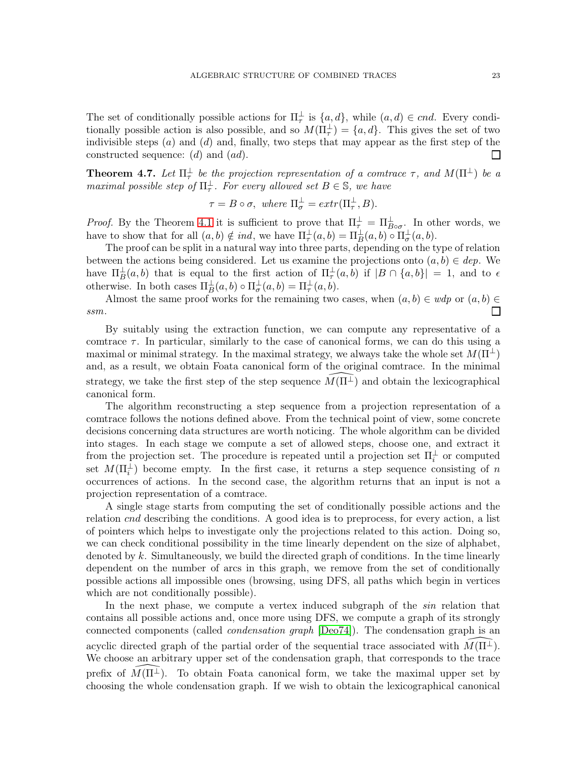The set of conditionally possible actions for $\Pi^{\perp}_{\tau}$ is $\{a, d\}$, while $(a, d) \in cnd$. Every conditionally possible action is also possible, and so $M(\Pi^{\perp}_{\tau}) = \{a, d\}$. This gives the set of two indivisible steps $(a)$ and $(d)$ and, finally, two steps that may appear as the first step of the constructed sequence: $(d)$ and $(ad)$. □

**Theorem 4.7.** *Let $\Pi^{\perp}_{\tau}$ be the projection representation of a comtrace $\tau$, and $M(\Pi^{\perp})$ be a maximal possible step of $\Pi^{\perp}_{\tau}$. For every allowed set $B \in \mathbb{S}$, we have*

$$\tau = B \circ \sigma, \text{ where } \Pi^{\perp}_{\sigma} = extr(\Pi^{\perp}_{\tau}, B).$$

*Proof.* By the Theorem 4.1 it is sufficient to prove that $\Pi^{\perp}_{\tau} = \Pi^{\perp}_{B \circ \sigma}$. In other words, we have to show that for all $(a, b) \notin ind$, we have $\Pi^{\perp}_{\tau}(a, b) = \Pi^{\perp}_{B}(a, b) \circ \Pi^{\perp}_{\sigma}(a, b)$.

The proof can be split in a natural way into three parts, depending on the type of relation between the actions being considered. Let us examine the projections onto $(a, b) \in dep$. We have $\Pi^{\perp}_{B}(a, b)$ that is equal to the first action of $\Pi^{\perp}_{\tau}(a, b)$ if $|B \cap \{a, b\}| = 1$, and to $\epsilon$ otherwise. In both cases $\Pi^{\perp}_{B}(a, b) \circ \Pi^{\perp}_{\sigma}(a, b) = \Pi^{\perp}_{\tau}(a, b)$.

Almost the same proof works for the remaining two cases, when $(a, b) \in wdp$ or $(a, b) \in ssm$. □

By suitably using the extraction function, we can compute any representative of a comtrace $\tau$. In particular, similarly to the case of canonical forms, we can do this using a maximal or minimal strategy. In the maximal strategy, we always take the whole set $M(\Pi^{\perp})$ and, as a result, we obtain Foata canonical form of the original comtrace. In the minimal strategy, we take the first step of the step sequence $\widehat{M(\Pi^{\perp})}$ and obtain the lexicographical canonical form.

The algorithm reconstructing a step sequence from a projection representation of a comtrace follows the notions defined above. From the technical point of view, some concrete decisions concerning data structures are worth noticing. The whole algorithm can be divided into stages. In each stage we compute a set of allowed steps, choose one, and extract it from the projection set. The procedure is repeated until a projection set $\Pi^{\perp}_{i}$ or computed set $M(\Pi^{\perp}_{i})$ become empty. In the first case, it returns a step sequence consisting of $n$ occurrences of actions. In the second case, the algorithm returns that an input is not a projection representation of a comtrace.

A single stage starts from computing the set of conditionally possible actions and the relation *cnd* describing the conditions. A good idea is to preprocess, for every action, a list of pointers which helps to investigate only the projections related to this action. Doing so, we can check conditional possibility in the time linearly dependent on the size of alphabet, denoted by $k$. Simultaneously, we build the directed graph of conditions. In the time linearly dependent on the number of arcs in this graph, we remove from the set of conditionally possible actions all impossible ones (browsing, using DFS, all paths which begin in vertices which are not conditionally possible).

In the next phase, we compute a vertex induced subgraph of the *sin* relation that contains all possible actions and, once more using DFS, we compute a graph of its strongly connected components (called *condensation graph* [Deo74]). The condensation graph is an acyclic directed graph of the partial order of the sequential trace associated with $\widehat{M(\Pi^{\perp})}$. We choose an arbitrary upper set of the condensation graph, that corresponds to the trace prefix of $\widehat{M(\Pi^{\perp})}$. To obtain Foata canonical form, we take the maximal upper set by choosing the whole condensation graph. If we wish to obtain the lexicographical canonical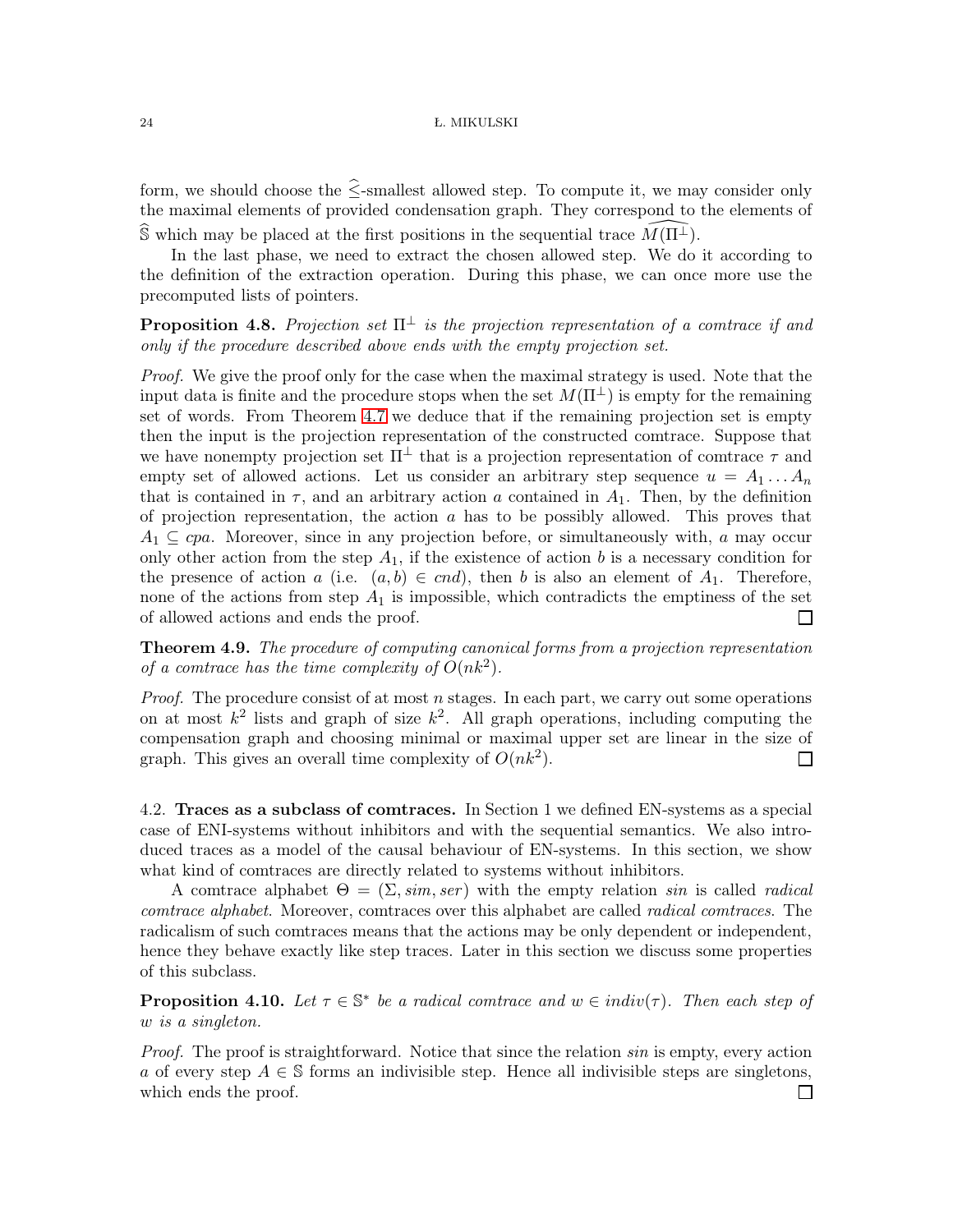form, we should choose the $\widehat{\leq}$-smallest allowed step. To compute it, we may consider only the maximal elements of provided condensation graph. They correspond to the elements of $\widehat{\mathbb{S}}$ which may be placed at the first positions in the sequential trace $\widehat{M(\Pi^{\perp})}$.

In the last phase, we need to extract the chosen allowed step. We do it according to the definition of the extraction operation. During this phase, we can once more use the precomputed lists of pointers.

**Proposition 4.8.** *Projection set $\Pi^{\perp}$ is the projection representation of a comtrace if and only if the procedure described above ends with the empty projection set.*

*Proof.* We give the proof only for the case when the maximal strategy is used. Note that the input data is finite and the procedure stops when the set $M(\Pi^{\perp})$ is empty for the remaining set of words. From Theorem 4.7 we deduce that if the remaining projection set is empty then the input is the projection representation of the constructed comtrace. Suppose that we have nonempty projection set $\Pi^{\perp}$ that is a projection representation of comtrace $\tau$ and empty set of allowed actions. Let us consider an arbitrary step sequence $u = A_1 \ldots A_n$ that is contained in $\tau$, and an arbitrary action $a$ contained in $A_1$. Then, by the definition of projection representation, the action $a$ has to be possibly allowed. This proves that $A_1 \subseteq cpa$. Moreover, since in any projection before, or simultaneously with, $a$ may occur only other action from the step $A_1$, if the existence of action $b$ is a necessary condition for the presence of action $a$ (i.e. $(a, b) \in cnd$), then $b$ is also an element of $A_1$. Therefore, none of the actions from step $A_1$ is impossible, which contradicts the emptiness of the set of allowed actions and ends the proof. □

**Theorem 4.9.** *The procedure of computing canonical forms from a projection representation of a comtrace has the time complexity of $O(nk^2)$.*

*Proof.* The procedure consist of at most $n$ stages. In each part, we carry out some operations on at most $k^2$ lists and graph of size $k^2$. All graph operations, including computing the compensation graph and choosing minimal or maximal upper set are linear in the size of graph. This gives an overall time complexity of $O(nk^2)$. □

### 4.2. Traces as a subclass of comtraces.

In Section 1 we defined EN-systems as a special case of ENI-systems without inhibitors and with the sequential semantics. We also introduced traces as a model of the causal behaviour of EN-systems. In this section, we show what kind of comtraces are directly related to systems without inhibitors.

A comtrace alphabet $\Theta = (\Sigma, sim, ser)$ with the empty relation $sin$ is called *radical comtrace alphabet*. Moreover, comtraces over this alphabet are called *radical comtraces*. The radicalism of such comtraces means that the actions may be only dependent or independent, hence they behave exactly like step traces. Later in this section we discuss some properties of this subclass.

**Proposition 4.10.** *Let $\tau \in \mathbb{S}^*$ be a radical comtrace and $w \in indiv(\tau)$. Then each step of $w$ is a singleton.*

*Proof.* The proof is straightforward. Notice that since the relation $sin$ is empty, every action $a$ of every step $A \in \mathbb{S}$ forms an indivisible step. Hence all indivisible steps are singletons, which ends the proof. □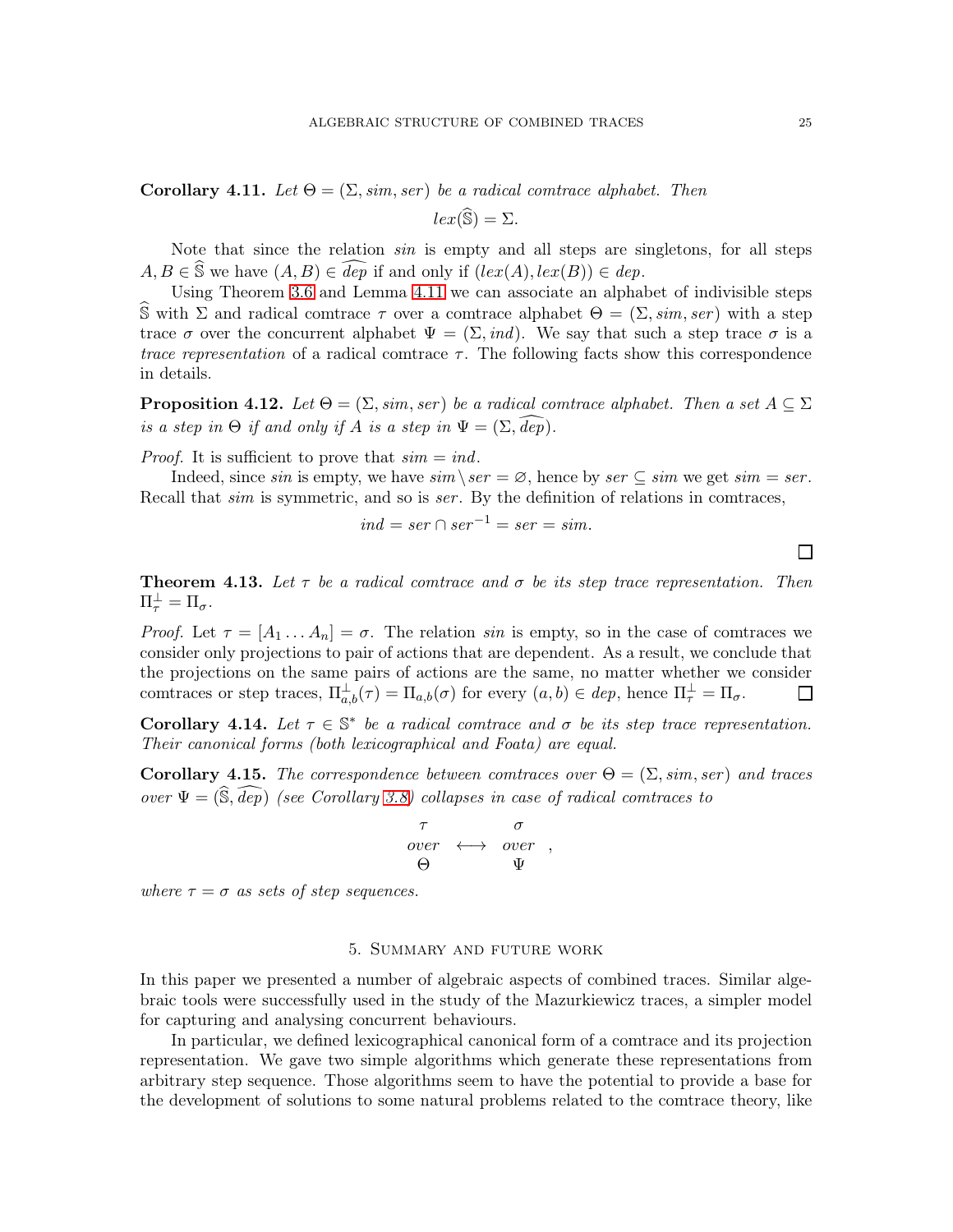**Corollary 4.11.** *Let $\Theta = (\Sigma, sim, ser)$ be a radical comtrace alphabet. Then*

$$lex(\widehat{\mathbb{S}}) = \Sigma.$$

Note that since the relation *sin* is empty and all steps are singletons, for all steps $A, B \in \widehat{\mathbb{S}}$ we have $(A, B) \in \widehat{dep}$ if and only if $(lex(A), lex(B)) \in dep$.

Using Theorem 3.6 and Lemma 4.11 we can associate an alphabet of indivisible steps $\widehat{\mathbb{S}}$ with $\Sigma$ and radical comtrace $\tau$ over a comtrace alphabet $\Theta = (\Sigma, sim, ser)$ with a step trace $\sigma$ over the concurrent alphabet $\Psi = (\Sigma, ind)$. We say that such a step trace $\sigma$ is a *trace representation* of a radical comtrace $\tau$. The following facts show this correspondence in details.

**Proposition 4.12.** *Let $\Theta = (\Sigma, sim, ser)$ be a radical comtrace alphabet. Then a set $A \subseteq \Sigma$ is a step in $\Theta$ if and only if $A$ is a step in $\Psi = (\Sigma, \widehat{dep})$.*

*Proof.* It is sufficient to prove that $sim = ind$.

Indeed, since *sin* is empty, we have $sim \setminus ser = \varnothing$, hence by $ser \subseteq sim$ we get $sim = ser$. Recall that *sim* is symmetric, and so is *ser*. By the definition of relations in comtraces,

$$ind = ser \cap ser^{-1} = ser = sim.$$

□

**Theorem 4.13.** *Let $\tau$ be a radical comtrace and $\sigma$ be its step trace representation. Then $\Pi_\tau^\perp = \Pi_\sigma$.*

*Proof.* Let $\tau = [A_1 \dots A_n] = \sigma$. The relation *sin* is empty, so in the case of comtraces we consider only projections to pair of actions that are dependent. As a result, we conclude that the projections on the same pairs of actions are the same, no matter whether we consider comtraces or step traces, $\Pi_{a,b}^\perp(\tau) = \Pi_{a,b}(\sigma)$ for every $(a, b) \in dep$, hence $\Pi_\tau^\perp = \Pi_\sigma$. □

**Corollary 4.14.** *Let $\tau \in \mathbb{S}^*$ be a radical comtrace and $\sigma$ be its step trace representation. Their canonical forms (both lexicographical and Foata) are equal.*

**Corollary 4.15.** *The correspondence between comtraces over $\Theta = (\Sigma, sim, ser)$ and traces over $\Psi = (\widehat{\mathbb{S}}, \widehat{dep})$ (see Corollary 3.8) collapses in case of radical comtraces to*

$$\begin{matrix} \tau \\ over \\ \Theta \end{matrix} \longleftrightarrow \begin{matrix} \sigma \\ over \\ \Psi \end{matrix},$$

*where $\tau = \sigma$ as sets of step sequences.*

## 5. Summary and future work

In this paper we presented a number of algebraic aspects of combined traces. Similar algebraic tools were successfully used in the study of the Mazurkiewicz traces, a simpler model for capturing and analysing concurrent behaviours.

In particular, we defined lexicographical canonical form of a comtrace and its projection representation. We gave two simple algorithms which generate these representations from arbitrary step sequence. Those algorithms seem to have the potential to provide a base for the development of solutions to some natural problems related to the comtrace theory, like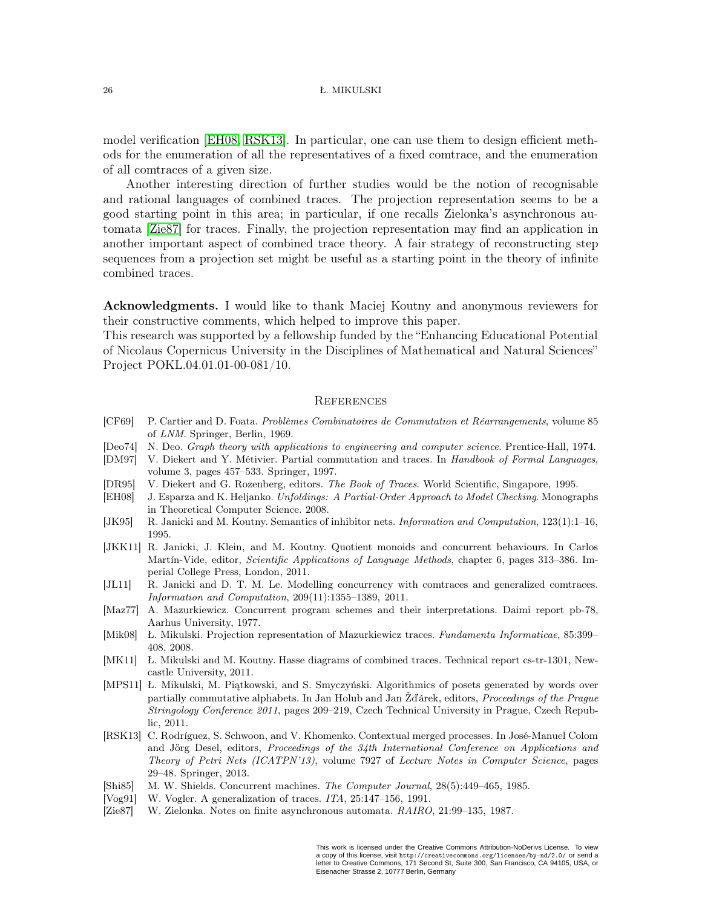model verification [EH08, RSK13]. In particular, one can use them to design efficient methods for the enumeration of all the representatives of a fixed comtrace, and the enumeration of all comtraces of a given size.

Another interesting direction of further studies would be the notion of recognisable and rational languages of combined traces. The projection representation seems to be a good starting point in this area; in particular, if one recalls Zielonka's asynchronous automata [Zie87] for traces. Finally, the projection representation may find an application in another important aspect of combined trace theory. A fair strategy of reconstructing step sequences from a projection set might be useful as a starting point in the theory of infinite combined traces.

**Acknowledgments.** I would like to thank Maciej Koutny and anonymous reviewers for their constructive comments, which helped to improve this paper.
This research was supported by a fellowship funded by the "Enhancing Educational Potential of Nicolaus Copernicus University in the Disciplines of Mathematical and Natural Sciences" Project POKL.04.01.01-00-081/10.

## References

- [CF69] P. Cartier and D. Foata. *Problèmes Combinatoires de Commutation et Réarrangements*, volume 85 of *LNM*. Springer, Berlin, 1969.
- [Deo74] N. Deo. *Graph theory with applications to engineering and computer science*. Prentice-Hall, 1974.
- [DM97] V. Diekert and Y. Métivier. Partial commutation and traces. In *Handbook of Formal Languages*, volume 3, pages 457–533. Springer, 1997.
- [DR95] V. Diekert and G. Rozenberg, editors. *The Book of Traces*. World Scientific, Singapore, 1995.
- [EH08] J. Esparza and K. Heljanko. *Unfoldings: A Partial-Order Approach to Model Checking*. Monographs in Theoretical Computer Science. 2008.
- [JK95] R. Janicki and M. Koutny. Semantics of inhibitor nets. *Information and Computation*, 123(1):1–16, 1995.
- [JKK11] R. Janicki, J. Klein, and M. Koutny. Quotient monoids and concurrent behaviours. In Carlos Martín-Vide, editor, *Scientific Applications of Language Methods*, chapter 6, pages 313–386. Imperial College Press, London, 2011.
- [JL11] R. Janicki and D. T. M. Le. Modelling concurrency with comtraces and generalized comtraces. *Information and Computation*, 209(11):1355–1389, 2011.
- [Maz77] A. Mazurkiewicz. Concurrent program schemes and their interpretations. Daimi report pb-78, Aarhus University, 1977.
- [Mik08] Ł. Mikulski. Projection representation of Mazurkiewicz traces. *Fundamenta Informaticae*, 85:399–408, 2008.
- [MK11] Ł. Mikulski and M. Koutny. Hasse diagrams of combined traces. Technical report cs-tr-1301, Newcastle University, 2011.
- [MPS11] Ł. Mikulski, M. Piątkowski, and S. Smyczyński. Algorithmics of posets generated by words over partially commutative alphabets. In Jan Holub and Jan Žďárek, editors, *Proceedings of the Prague Stringology Conference 2011*, pages 209–219, Czech Technical University in Prague, Czech Republic, 2011.
- [RSK13] C. Rodríguez, S. Schwoon, and V. Khomenko. Contextual merged processes. In José-Manuel Colom and Jörg Desel, editors, *Proceedings of the 34th International Conference on Applications and Theory of Petri Nets (ICATPN'13)*, volume 7927 of *Lecture Notes in Computer Science*, pages 29–48. Springer, 2013.
- [Shi85] M. W. Shields. Concurrent machines. *The Computer Journal*, 28(5):449–465, 1985.
- [Vog91] W. Vogler. A generalization of traces. *ITA*, 25:147–156, 1991.
- [Zie87] W. Zielonka. Notes on finite asynchronous automata. *RAIRO*, 21:99–135, 1987.

This work is licensed under the Creative Commons Attribution-NoDerivs License. To view a copy of this license, visit http://creativecommons.org/licenses/by-nd/2.0/ or send a letter to Creative Commons, 171 Second St, Suite 300, San Francisco, CA 94105, USA, or Eisenacher Strasse 2, 10777 Berlin, Germany